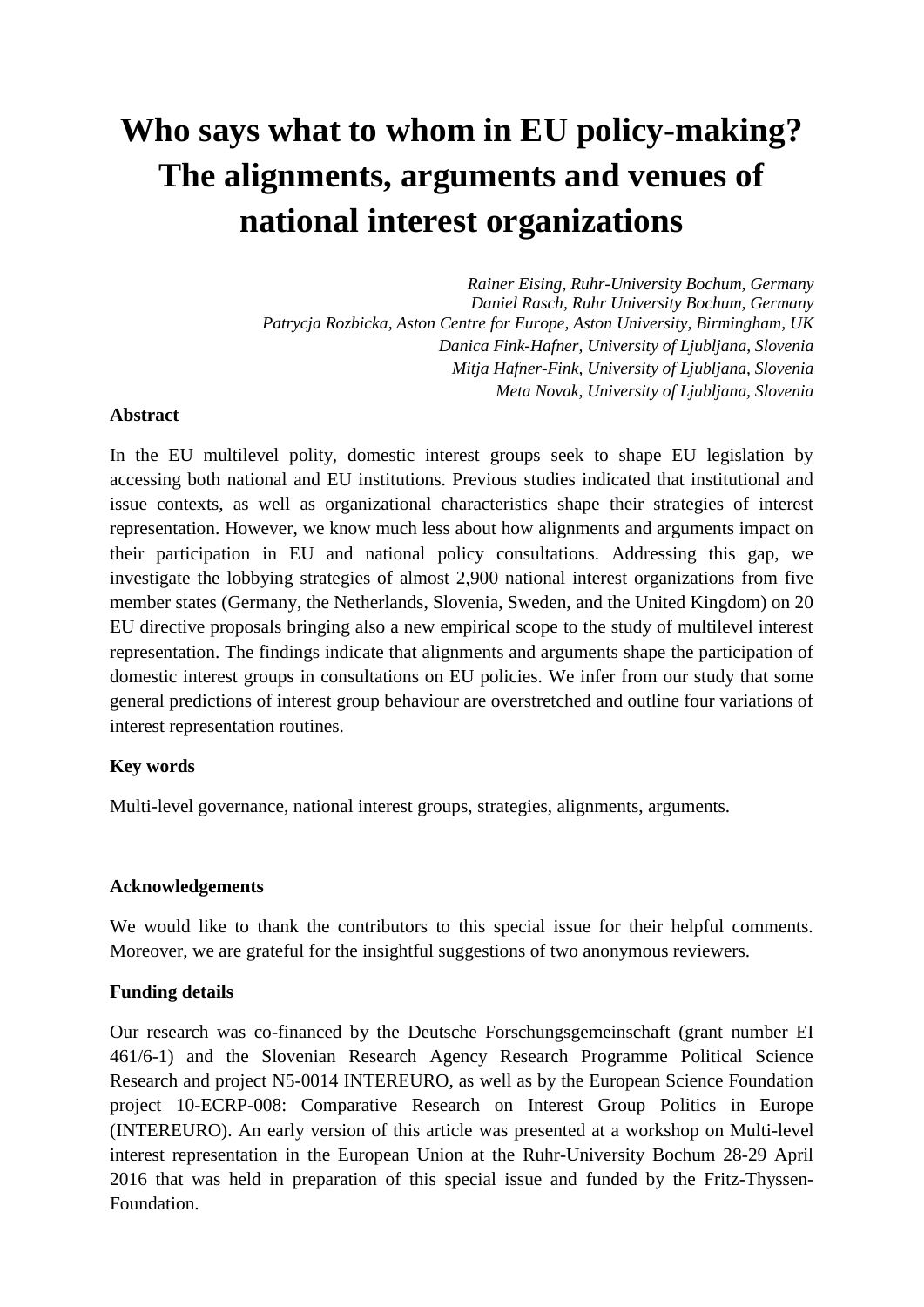# Who says what to whom in EU policy-making? The alignments, arguments and venues of national interest organizations

*Rainer Eising, Ruhr-University Bochum, Germany*
*Daniel Rasch, Ruhr University Bochum, Germany*
*Patrycja Rozbicka, Aston Centre for Europe, Aston University, Birmingham, UK*
*Danica Fink-Hafner, University of Ljubljana, Slovenia*
*Mitja Hafner-Fink, University of Ljubljana, Slovenia*
*Meta Novak, University of Ljubljana, Slovenia*

**Abstract**

In the EU multilevel polity, domestic interest groups seek to shape EU legislation by accessing both national and EU institutions. Previous studies indicated that institutional and issue contexts, as well as organizational characteristics shape their strategies of interest representation. However, we know much less about how alignments and arguments impact on their participation in EU and national policy consultations. Addressing this gap, we investigate the lobbying strategies of almost 2,900 national interest organizations from five member states (Germany, the Netherlands, Slovenia, Sweden, and the United Kingdom) on 20 EU directive proposals bringing also a new empirical scope to the study of multilevel interest representation. The findings indicate that alignments and arguments shape the participation of domestic interest groups in consultations on EU policies. We infer from our study that some general predictions of interest group behaviour are overstretched and outline four variations of interest representation routines.

**Key words**

Multi-level governance, national interest groups, strategies, alignments, arguments.

**Acknowledgements**

We would like to thank the contributors to this special issue for their helpful comments. Moreover, we are grateful for the insightful suggestions of two anonymous reviewers.

**Funding details**

Our research was co-financed by the Deutsche Forschungsgemeinschaft (grant number EI 461/6-1) and the Slovenian Research Agency Research Programme Political Science Research and project N5-0014 INTEREURO, as well as by the European Science Foundation project 10-ECRP-008: Comparative Research on Interest Group Politics in Europe (INTEREURO). An early version of this article was presented at a workshop on Multi-level interest representation in the European Union at the Ruhr-University Bochum 28-29 April 2016 that was held in preparation of this special issue and funded by the Fritz-Thyssen-Foundation.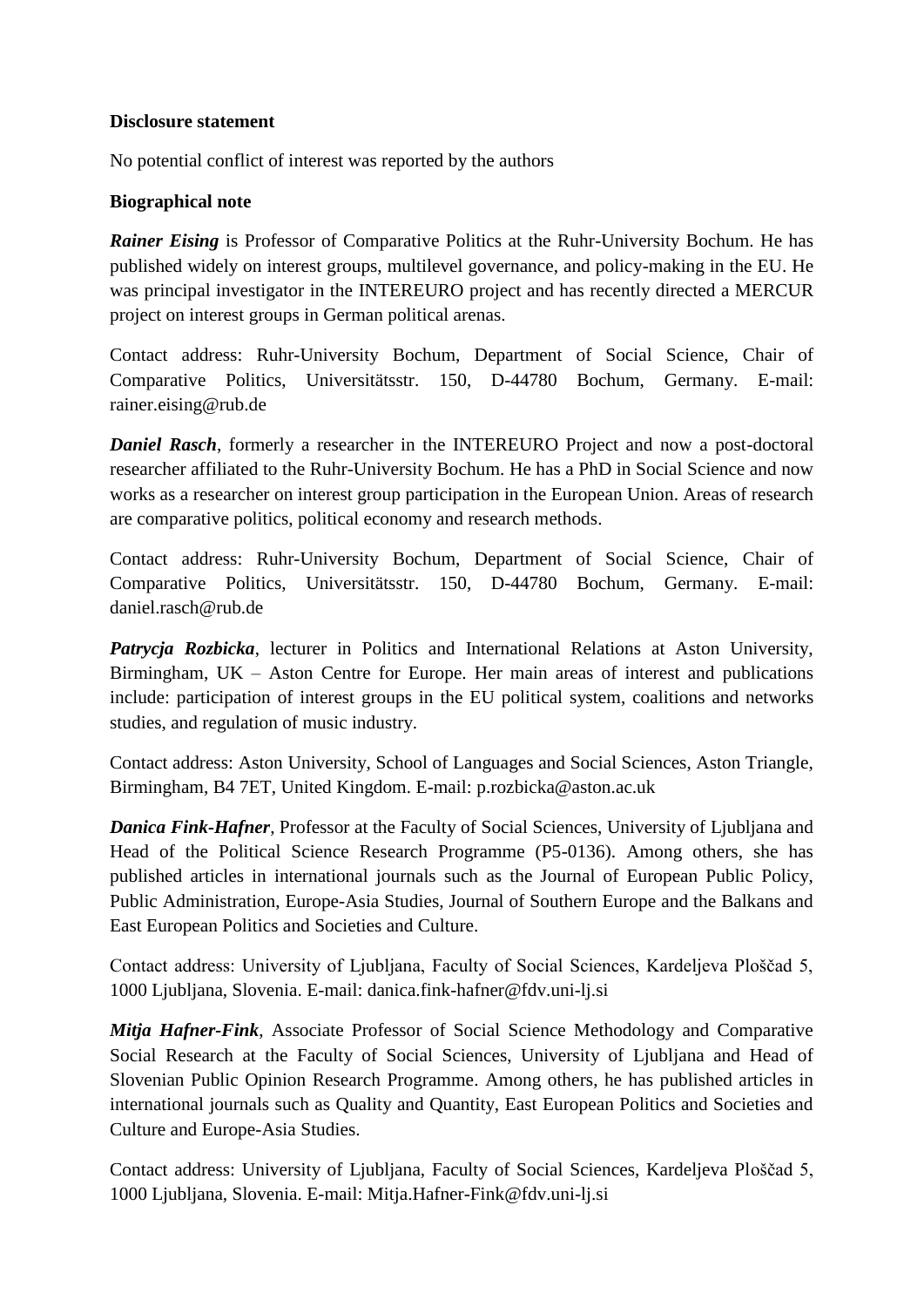**Disclosure statement**

No potential conflict of interest was reported by the authors

**Biographical note**

***Rainer Eising*** is Professor of Comparative Politics at the Ruhr-University Bochum. He has published widely on interest groups, multilevel governance, and policy-making in the EU. He was principal investigator in the INTEREURO project and has recently directed a MERCUR project on interest groups in German political arenas.

Contact address: Ruhr-University Bochum, Department of Social Science, Chair of Comparative Politics, Universitätsstr. 150, D-44780 Bochum, Germany. E-mail: rainer.eising@rub.de

***Daniel Rasch***, formerly a researcher in the INTEREURO Project and now a post-doctoral researcher affiliated to the Ruhr-University Bochum. He has a PhD in Social Science and now works as a researcher on interest group participation in the European Union. Areas of research are comparative politics, political economy and research methods.

Contact address: Ruhr-University Bochum, Department of Social Science, Chair of Comparative Politics, Universitätsstr. 150, D-44780 Bochum, Germany. E-mail: daniel.rasch@rub.de

***Patrycja Rozbicka***, lecturer in Politics and International Relations at Aston University, Birmingham, UK – Aston Centre for Europe. Her main areas of interest and publications include: participation of interest groups in the EU political system, coalitions and networks studies, and regulation of music industry.

Contact address: Aston University, School of Languages and Social Sciences, Aston Triangle, Birmingham, B4 7ET, United Kingdom. E-mail: p.rozbicka@aston.ac.uk

***Danica Fink-Hafner***, Professor at the Faculty of Social Sciences, University of Ljubljana and Head of the Political Science Research Programme (P5-0136). Among others, she has published articles in international journals such as the Journal of European Public Policy, Public Administration, Europe-Asia Studies, Journal of Southern Europe and the Balkans and East European Politics and Societies and Culture.

Contact address: University of Ljubljana, Faculty of Social Sciences, Kardeljeva Ploščad 5, 1000 Ljubljana, Slovenia. E-mail: danica.fink-hafner@fdv.uni-lj.si

***Mitja Hafner-Fink***, Associate Professor of Social Science Methodology and Comparative Social Research at the Faculty of Social Sciences, University of Ljubljana and Head of Slovenian Public Opinion Research Programme. Among others, he has published articles in international journals such as Quality and Quantity, East European Politics and Societies and Culture and Europe-Asia Studies.

Contact address: University of Ljubljana, Faculty of Social Sciences, Kardeljeva Ploščad 5, 1000 Ljubljana, Slovenia. E-mail: Mitja.Hafner-Fink@fdv.uni-lj.si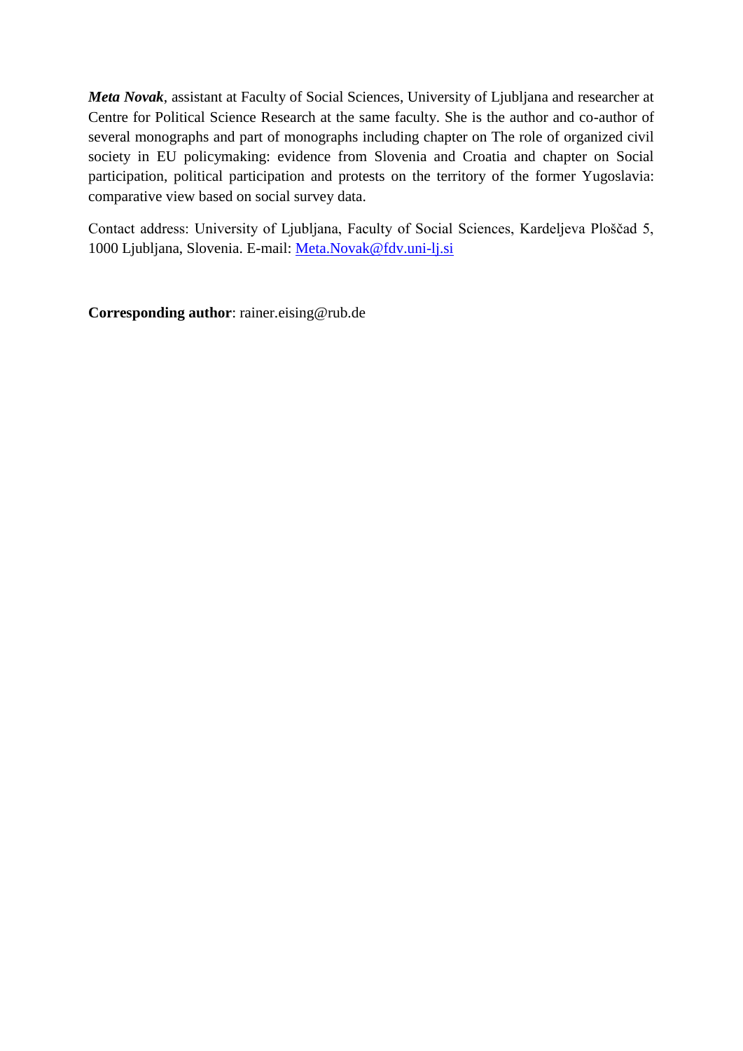***Meta Novak***, assistant at Faculty of Social Sciences, University of Ljubljana and researcher at Centre for Political Science Research at the same faculty. She is the author and co-author of several monographs and part of monographs including chapter on The role of organized civil society in EU policymaking: evidence from Slovenia and Croatia and chapter on Social participation, political participation and protests on the territory of the former Yugoslavia: comparative view based on social survey data.

Contact address: University of Ljubljana, Faculty of Social Sciences, Kardeljeva Ploščad 5, 1000 Ljubljana, Slovenia. E-mail: Meta.Novak@fdv.uni-lj.si

**Corresponding author**: rainer.eising@rub.de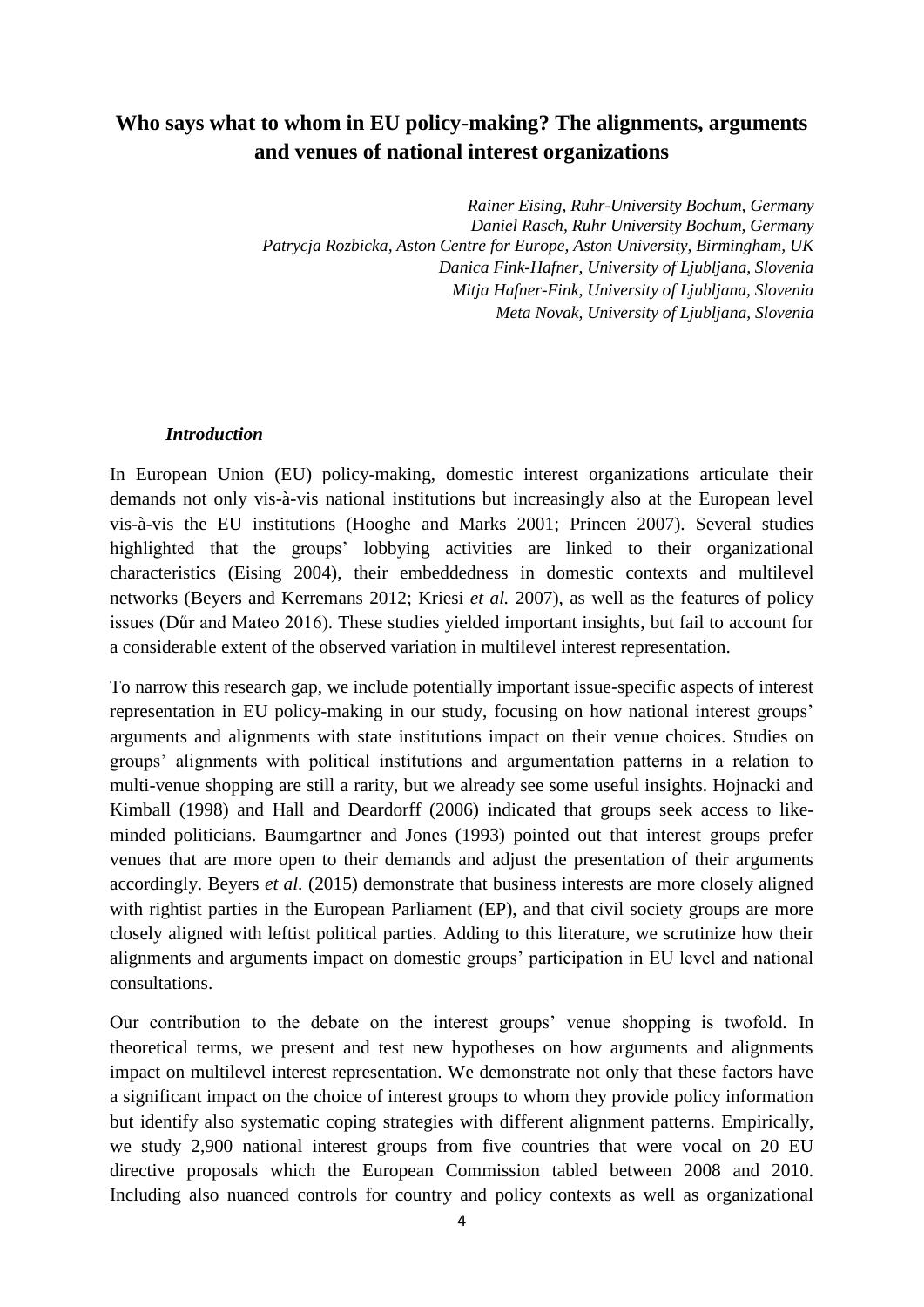# Who says what to whom in EU policy-making? The alignments, arguments and venues of national interest organizations

*Rainer Eising, Ruhr-University Bochum, Germany*
*Daniel Rasch, Ruhr University Bochum, Germany*
*Patrycja Rozbicka, Aston Centre for Europe, Aston University, Birmingham, UK*
*Danica Fink-Hafner, University of Ljubljana, Slovenia*
*Mitja Hafner-Fink, University of Ljubljana, Slovenia*
*Meta Novak, University of Ljubljana, Slovenia*

### *Introduction*

In European Union (EU) policy-making, domestic interest organizations articulate their demands not only vis-à-vis national institutions but increasingly also at the European level vis-à-vis the EU institutions (Hooghe and Marks 2001; Princen 2007). Several studies highlighted that the groups' lobbying activities are linked to their organizational characteristics (Eising 2004), their embeddedness in domestic contexts and multilevel networks (Beyers and Kerremans 2012; Kriesi *et al.* 2007), as well as the features of policy issues (Dűr and Mateo 2016). These studies yielded important insights, but fail to account for a considerable extent of the observed variation in multilevel interest representation.

To narrow this research gap, we include potentially important issue-specific aspects of interest representation in EU policy-making in our study, focusing on how national interest groups' arguments and alignments with state institutions impact on their venue choices. Studies on groups' alignments with political institutions and argumentation patterns in a relation to multi-venue shopping are still a rarity, but we already see some useful insights. Hojnacki and Kimball (1998) and Hall and Deardorff (2006) indicated that groups seek access to like-minded politicians. Baumgartner and Jones (1993) pointed out that interest groups prefer venues that are more open to their demands and adjust the presentation of their arguments accordingly. Beyers *et al.* (2015) demonstrate that business interests are more closely aligned with rightist parties in the European Parliament (EP), and that civil society groups are more closely aligned with leftist political parties. Adding to this literature, we scrutinize how their alignments and arguments impact on domestic groups' participation in EU level and national consultations.

Our contribution to the debate on the interest groups' venue shopping is twofold. In theoretical terms, we present and test new hypotheses on how arguments and alignments impact on multilevel interest representation. We demonstrate not only that these factors have a significant impact on the choice of interest groups to whom they provide policy information but identify also systematic coping strategies with different alignment patterns. Empirically, we study 2,900 national interest groups from five countries that were vocal on 20 EU directive proposals which the European Commission tabled between 2008 and 2010. Including also nuanced controls for country and policy contexts as well as organizational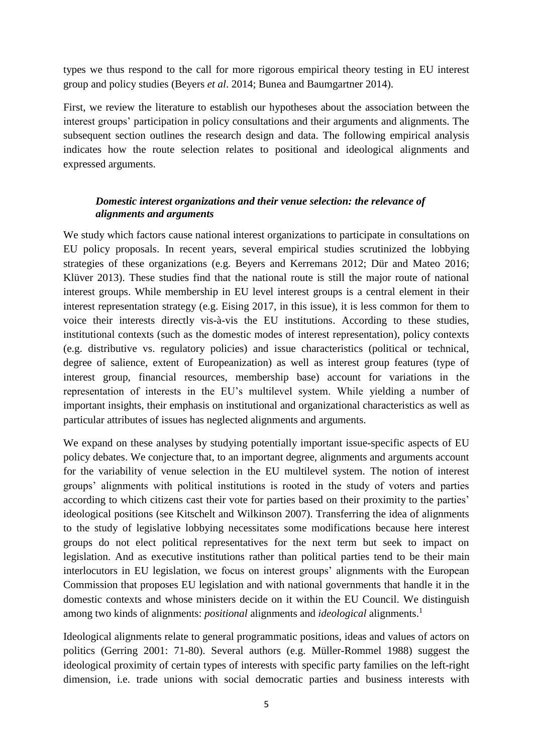types we thus respond to the call for more rigorous empirical theory testing in EU interest group and policy studies (Beyers *et al*. 2014; Bunea and Baumgartner 2014).

First, we review the literature to establish our hypotheses about the association between the interest groups' participation in policy consultations and their arguments and alignments. The subsequent section outlines the research design and data. The following empirical analysis indicates how the route selection relates to positional and ideological alignments and expressed arguments.

### *Domestic interest organizations and their venue selection: the relevance of alignments and arguments*

We study which factors cause national interest organizations to participate in consultations on EU policy proposals. In recent years, several empirical studies scrutinized the lobbying strategies of these organizations (e.g. Beyers and Kerremans 2012; Dür and Mateo 2016; Klüver 2013). These studies find that the national route is still the major route of national interest groups. While membership in EU level interest groups is a central element in their interest representation strategy (e.g. Eising 2017, in this issue), it is less common for them to voice their interests directly vis-à-vis the EU institutions. According to these studies, institutional contexts (such as the domestic modes of interest representation), policy contexts (e.g. distributive vs. regulatory policies) and issue characteristics (political or technical, degree of salience, extent of Europeanization) as well as interest group features (type of interest group, financial resources, membership base) account for variations in the representation of interests in the EU's multilevel system. While yielding a number of important insights, their emphasis on institutional and organizational characteristics as well as particular attributes of issues has neglected alignments and arguments.

We expand on these analyses by studying potentially important issue-specific aspects of EU policy debates. We conjecture that, to an important degree, alignments and arguments account for the variability of venue selection in the EU multilevel system. The notion of interest groups' alignments with political institutions is rooted in the study of voters and parties according to which citizens cast their vote for parties based on their proximity to the parties' ideological positions (see Kitschelt and Wilkinson 2007). Transferring the idea of alignments to the study of legislative lobbying necessitates some modifications because here interest groups do not elect political representatives for the next term but seek to impact on legislation. And as executive institutions rather than political parties tend to be their main interlocutors in EU legislation, we focus on interest groups' alignments with the European Commission that proposes EU legislation and with national governments that handle it in the domestic contexts and whose ministers decide on it within the EU Council. We distinguish among two kinds of alignments: *positional* alignments and *ideological* alignments.[1]

Ideological alignments relate to general programmatic positions, ideas and values of actors on politics (Gerring 2001: 71-80). Several authors (e.g. Müller-Rommel 1988) suggest the ideological proximity of certain types of interests with specific party families on the left-right dimension, i.e. trade unions with social democratic parties and business interests with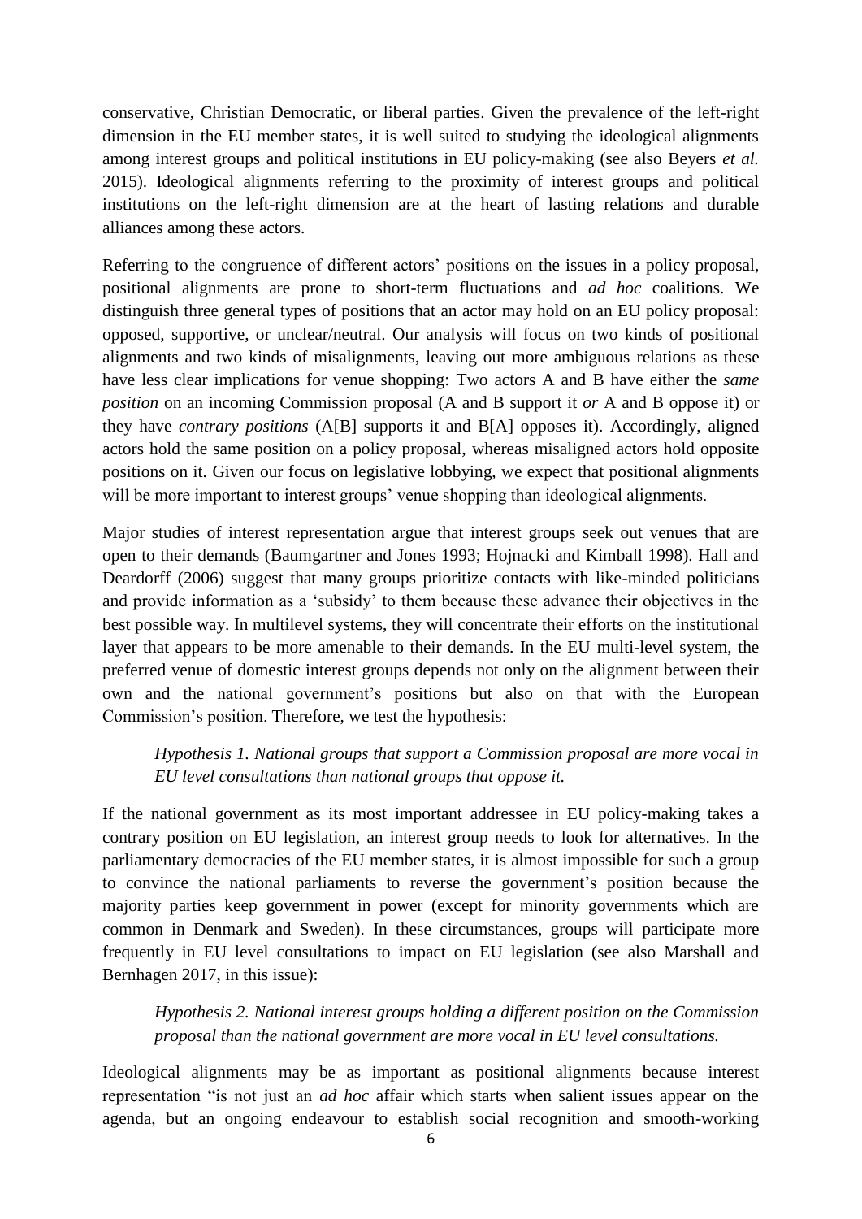conservative, Christian Democratic, or liberal parties. Given the prevalence of the left-right dimension in the EU member states, it is well suited to studying the ideological alignments among interest groups and political institutions in EU policy-making (see also Beyers *et al.* 2015). Ideological alignments referring to the proximity of interest groups and political institutions on the left-right dimension are at the heart of lasting relations and durable alliances among these actors.

Referring to the congruence of different actors' positions on the issues in a policy proposal, positional alignments are prone to short-term fluctuations and *ad hoc* coalitions. We distinguish three general types of positions that an actor may hold on an EU policy proposal: opposed, supportive, or unclear/neutral. Our analysis will focus on two kinds of positional alignments and two kinds of misalignments, leaving out more ambiguous relations as these have less clear implications for venue shopping: Two actors A and B have either the *same position* on an incoming Commission proposal (A and B support it *or* A and B oppose it) or they have *contrary positions* (A[B] supports it and B[A] opposes it). Accordingly, aligned actors hold the same position on a policy proposal, whereas misaligned actors hold opposite positions on it. Given our focus on legislative lobbying, we expect that positional alignments will be more important to interest groups' venue shopping than ideological alignments.

Major studies of interest representation argue that interest groups seek out venues that are open to their demands (Baumgartner and Jones 1993; Hojnacki and Kimball 1998). Hall and Deardorff (2006) suggest that many groups prioritize contacts with like-minded politicians and provide information as a 'subsidy' to them because these advance their objectives in the best possible way. In multilevel systems, they will concentrate their efforts on the institutional layer that appears to be more amenable to their demands. In the EU multi-level system, the preferred venue of domestic interest groups depends not only on the alignment between their own and the national government's positions but also on that with the European Commission's position. Therefore, we test the hypothesis:

> *Hypothesis 1. National groups that support a Commission proposal are more vocal in EU level consultations than national groups that oppose it.*

If the national government as its most important addressee in EU policy-making takes a contrary position on EU legislation, an interest group needs to look for alternatives. In the parliamentary democracies of the EU member states, it is almost impossible for such a group to convince the national parliaments to reverse the government's position because the majority parties keep government in power (except for minority governments which are common in Denmark and Sweden). In these circumstances, groups will participate more frequently in EU level consultations to impact on EU legislation (see also Marshall and Bernhagen 2017, in this issue):

> *Hypothesis 2. National interest groups holding a different position on the Commission proposal than the national government are more vocal in EU level consultations.*

Ideological alignments may be as important as positional alignments because interest representation "is not just an *ad hoc* affair which starts when salient issues appear on the agenda, but an ongoing endeavour to establish social recognition and smooth-working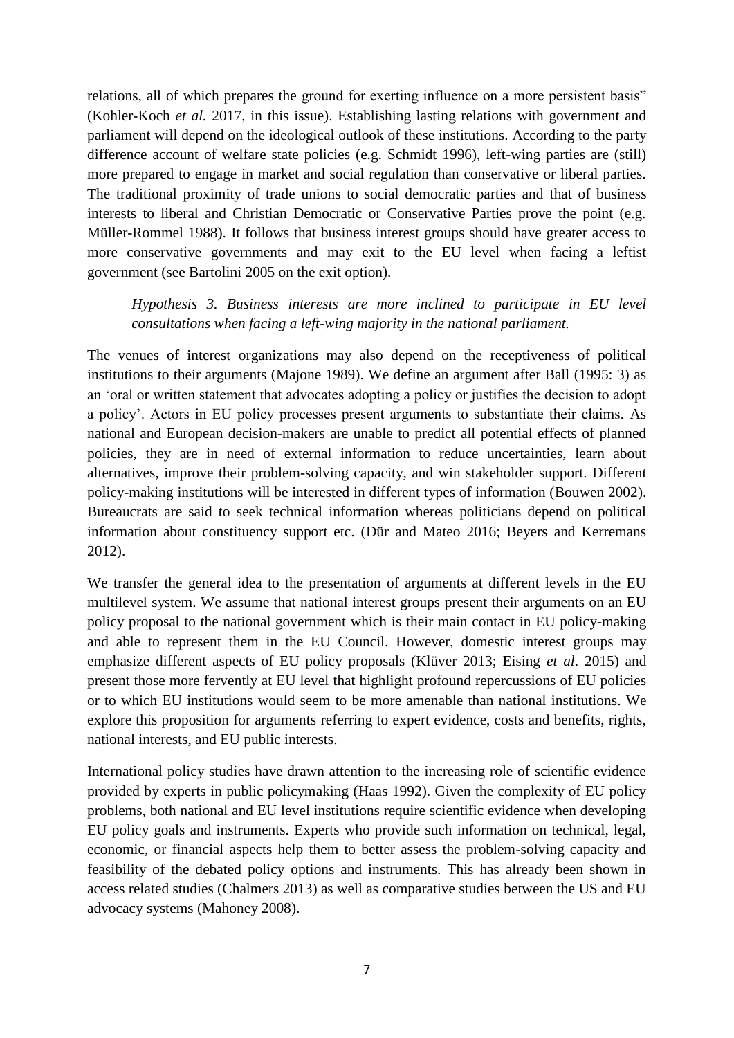relations, all of which prepares the ground for exerting influence on a more persistent basis" (Kohler-Koch *et al.* 2017, in this issue). Establishing lasting relations with government and parliament will depend on the ideological outlook of these institutions. According to the party difference account of welfare state policies (e.g. Schmidt 1996), left-wing parties are (still) more prepared to engage in market and social regulation than conservative or liberal parties. The traditional proximity of trade unions to social democratic parties and that of business interests to liberal and Christian Democratic or Conservative Parties prove the point (e.g. Müller-Rommel 1988). It follows that business interest groups should have greater access to more conservative governments and may exit to the EU level when facing a leftist government (see Bartolini 2005 on the exit option).

> *Hypothesis 3. Business interests are more inclined to participate in EU level consultations when facing a left-wing majority in the national parliament.*

The venues of interest organizations may also depend on the receptiveness of political institutions to their arguments (Majone 1989). We define an argument after Ball (1995: 3) as an 'oral or written statement that advocates adopting a policy or justifies the decision to adopt a policy'. Actors in EU policy processes present arguments to substantiate their claims. As national and European decision-makers are unable to predict all potential effects of planned policies, they are in need of external information to reduce uncertainties, learn about alternatives, improve their problem-solving capacity, and win stakeholder support. Different policy-making institutions will be interested in different types of information (Bouwen 2002). Bureaucrats are said to seek technical information whereas politicians depend on political information about constituency support etc. (Dür and Mateo 2016; Beyers and Kerremans 2012).

We transfer the general idea to the presentation of arguments at different levels in the EU multilevel system. We assume that national interest groups present their arguments on an EU policy proposal to the national government which is their main contact in EU policy-making and able to represent them in the EU Council. However, domestic interest groups may emphasize different aspects of EU policy proposals (Klüver 2013; Eising *et al*. 2015) and present those more fervently at EU level that highlight profound repercussions of EU policies or to which EU institutions would seem to be more amenable than national institutions. We explore this proposition for arguments referring to expert evidence, costs and benefits, rights, national interests, and EU public interests.

International policy studies have drawn attention to the increasing role of scientific evidence provided by experts in public policymaking (Haas 1992). Given the complexity of EU policy problems, both national and EU level institutions require scientific evidence when developing EU policy goals and instruments. Experts who provide such information on technical, legal, economic, or financial aspects help them to better assess the problem-solving capacity and feasibility of the debated policy options and instruments. This has already been shown in access related studies (Chalmers 2013) as well as comparative studies between the US and EU advocacy systems (Mahoney 2008).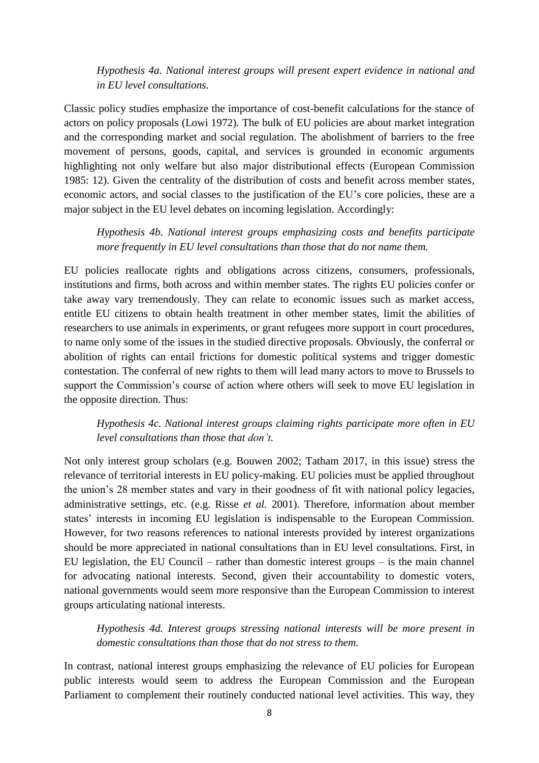*Hypothesis 4a. National interest groups will present expert evidence in national and in EU level consultations.*

Classic policy studies emphasize the importance of cost-benefit calculations for the stance of actors on policy proposals (Lowi 1972). The bulk of EU policies are about market integration and the corresponding market and social regulation. The abolishment of barriers to the free movement of persons, goods, capital, and services is grounded in economic arguments highlighting not only welfare but also major distributional effects (European Commission 1985: 12). Given the centrality of the distribution of costs and benefit across member states, economic actors, and social classes to the justification of the EU's core policies, these are a major subject in the EU level debates on incoming legislation. Accordingly:

*Hypothesis 4b. National interest groups emphasizing costs and benefits participate more frequently in EU level consultations than those that do not name them.*

EU policies reallocate rights and obligations across citizens, consumers, professionals, institutions and firms, both across and within member states. The rights EU policies confer or take away vary tremendously. They can relate to economic issues such as market access, entitle EU citizens to obtain health treatment in other member states, limit the abilities of researchers to use animals in experiments, or grant refugees more support in court procedures, to name only some of the issues in the studied directive proposals. Obviously, the conferral or abolition of rights can entail frictions for domestic political systems and trigger domestic contestation. The conferral of new rights to them will lead many actors to move to Brussels to support the Commission's course of action where others will seek to move EU legislation in the opposite direction. Thus:

*Hypothesis 4c. National interest groups claiming rights participate more often in EU level consultations than those that don't.*

Not only interest group scholars (e.g. Bouwen 2002; Tatham 2017, in this issue) stress the relevance of territorial interests in EU policy-making. EU policies must be applied throughout the union's 28 member states and vary in their goodness of fit with national policy legacies, administrative settings, etc. (e.g. Risse *et al.* 2001). Therefore, information about member states' interests in incoming EU legislation is indispensable to the European Commission. However, for two reasons references to national interests provided by interest organizations should be more appreciated in national consultations than in EU level consultations. First, in EU legislation, the EU Council – rather than domestic interest groups – is the main channel for advocating national interests. Second, given their accountability to domestic voters, national governments would seem more responsive than the European Commission to interest groups articulating national interests.

*Hypothesis 4d. Interest groups stressing national interests will be more present in domestic consultations than those that do not stress to them.*

In contrast, national interest groups emphasizing the relevance of EU policies for European public interests would seem to address the European Commission and the European Parliament to complement their routinely conducted national level activities. This way, they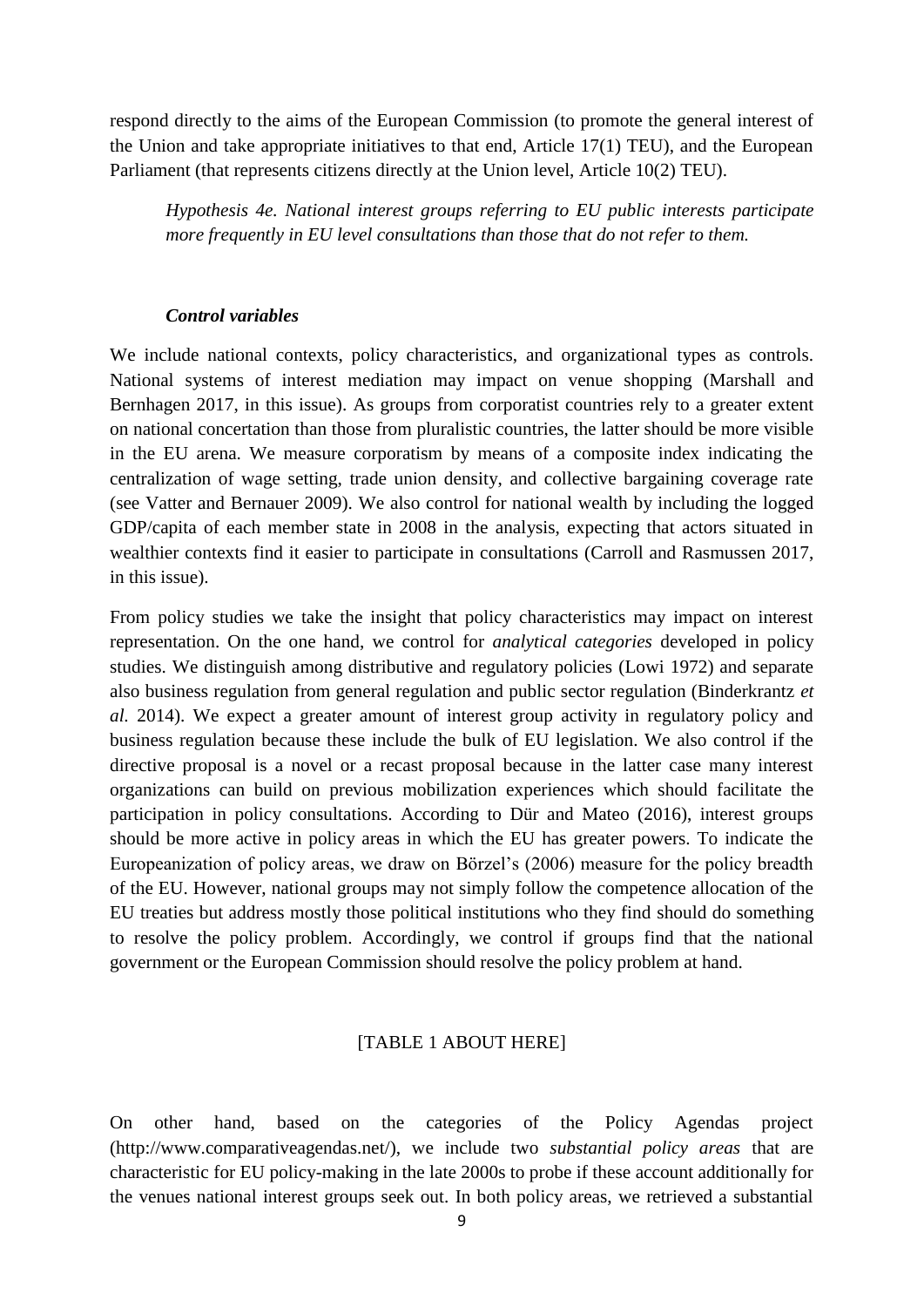respond directly to the aims of the European Commission (to promote the general interest of the Union and take appropriate initiatives to that end, Article 17(1) TEU), and the European Parliament (that represents citizens directly at the Union level, Article 10(2) TEU).

> *Hypothesis 4e. National interest groups referring to EU public interests participate more frequently in EU level consultations than those that do not refer to them.*

### *Control variables*

We include national contexts, policy characteristics, and organizational types as controls. National systems of interest mediation may impact on venue shopping (Marshall and Bernhagen 2017, in this issue). As groups from corporatist countries rely to a greater extent on national concertation than those from pluralistic countries, the latter should be more visible in the EU arena. We measure corporatism by means of a composite index indicating the centralization of wage setting, trade union density, and collective bargaining coverage rate (see Vatter and Bernauer 2009). We also control for national wealth by including the logged GDP/capita of each member state in 2008 in the analysis, expecting that actors situated in wealthier contexts find it easier to participate in consultations (Carroll and Rasmussen 2017, in this issue).

From policy studies we take the insight that policy characteristics may impact on interest representation. On the one hand, we control for *analytical categories* developed in policy studies. We distinguish among distributive and regulatory policies (Lowi 1972) and separate also business regulation from general regulation and public sector regulation (Binderkrantz *et al.* 2014). We expect a greater amount of interest group activity in regulatory policy and business regulation because these include the bulk of EU legislation. We also control if the directive proposal is a novel or a recast proposal because in the latter case many interest organizations can build on previous mobilization experiences which should facilitate the participation in policy consultations. According to Dür and Mateo (2016), interest groups should be more active in policy areas in which the EU has greater powers. To indicate the Europeanization of policy areas, we draw on Börzel's (2006) measure for the policy breadth of the EU. However, national groups may not simply follow the competence allocation of the EU treaties but address mostly those political institutions who they find should do something to resolve the policy problem. Accordingly, we control if groups find that the national government or the European Commission should resolve the policy problem at hand.

[TABLE 1 ABOUT HERE]

On other hand, based on the categories of the Policy Agendas project (http://www.comparativeagendas.net/), we include two *substantial policy areas* that are characteristic for EU policy-making in the late 2000s to probe if these account additionally for the venues national interest groups seek out. In both policy areas, we retrieved a substantial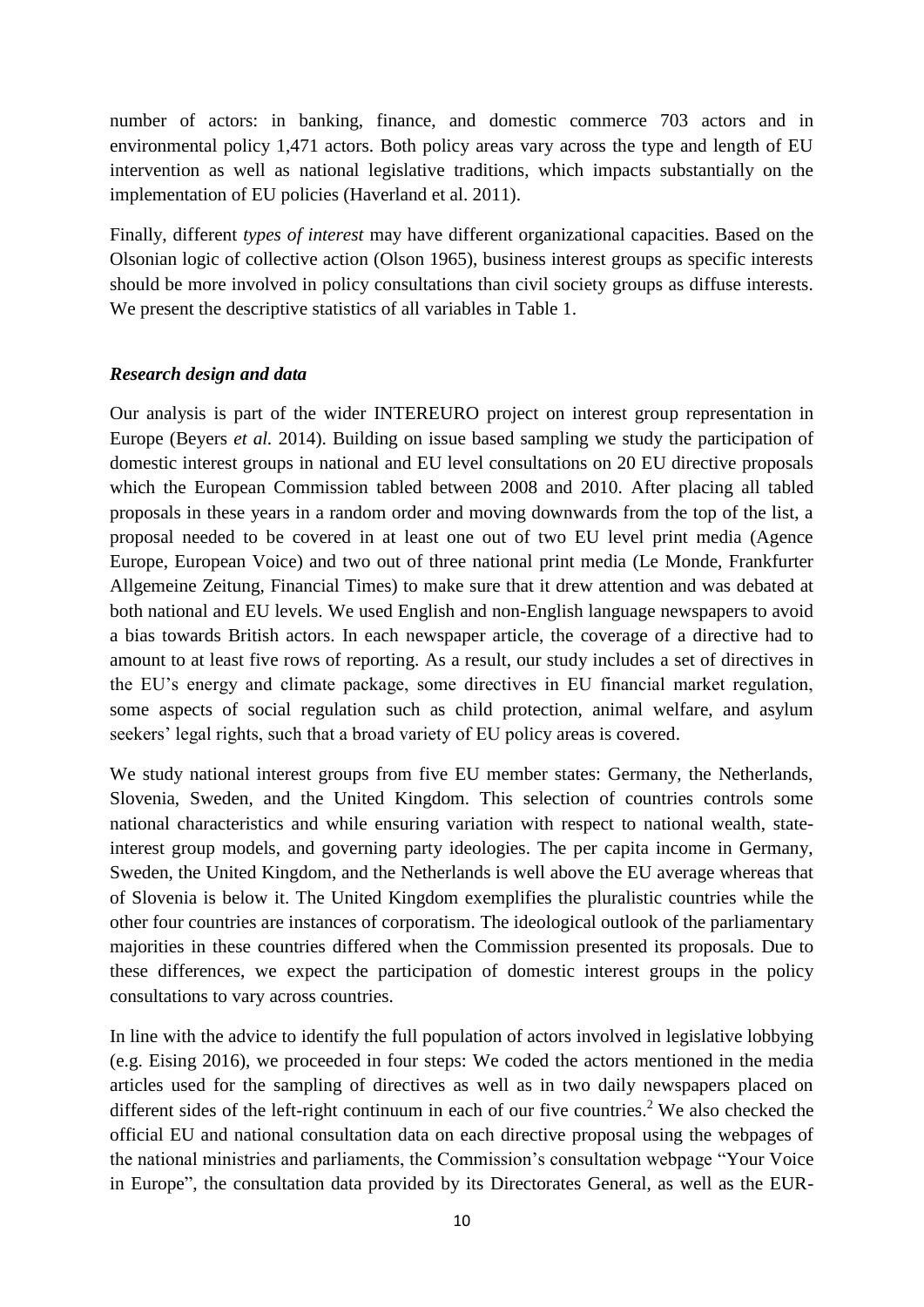number of actors: in banking, finance, and domestic commerce 703 actors and in environmental policy 1,471 actors. Both policy areas vary across the type and length of EU intervention as well as national legislative traditions, which impacts substantially on the implementation of EU policies (Haverland et al. 2011).

Finally, different *types of interest* may have different organizational capacities. Based on the Olsonian logic of collective action (Olson 1965), business interest groups as specific interests should be more involved in policy consultations than civil society groups as diffuse interests. We present the descriptive statistics of all variables in Table 1.

### *Research design and data*

Our analysis is part of the wider INTEREURO project on interest group representation in Europe (Beyers *et al.* 2014). Building on issue based sampling we study the participation of domestic interest groups in national and EU level consultations on 20 EU directive proposals which the European Commission tabled between 2008 and 2010. After placing all tabled proposals in these years in a random order and moving downwards from the top of the list, a proposal needed to be covered in at least one out of two EU level print media (Agence Europe, European Voice) and two out of three national print media (Le Monde, Frankfurter Allgemeine Zeitung, Financial Times) to make sure that it drew attention and was debated at both national and EU levels. We used English and non-English language newspapers to avoid a bias towards British actors. In each newspaper article, the coverage of a directive had to amount to at least five rows of reporting. As a result, our study includes a set of directives in the EU's energy and climate package, some directives in EU financial market regulation, some aspects of social regulation such as child protection, animal welfare, and asylum seekers' legal rights, such that a broad variety of EU policy areas is covered.

We study national interest groups from five EU member states: Germany, the Netherlands, Slovenia, Sweden, and the United Kingdom. This selection of countries controls some national characteristics and while ensuring variation with respect to national wealth, state-interest group models, and governing party ideologies. The per capita income in Germany, Sweden, the United Kingdom, and the Netherlands is well above the EU average whereas that of Slovenia is below it. The United Kingdom exemplifies the pluralistic countries while the other four countries are instances of corporatism. The ideological outlook of the parliamentary majorities in these countries differed when the Commission presented its proposals. Due to these differences, we expect the participation of domestic interest groups in the policy consultations to vary across countries.

In line with the advice to identify the full population of actors involved in legislative lobbying (e.g. Eising 2016), we proceeded in four steps: We coded the actors mentioned in the media articles used for the sampling of directives as well as in two daily newspapers placed on different sides of the left-right continuum in each of our five countries.[2] We also checked the official EU and national consultation data on each directive proposal using the webpages of the national ministries and parliaments, the Commission's consultation webpage "Your Voice in Europe", the consultation data provided by its Directorates General, as well as the EUR-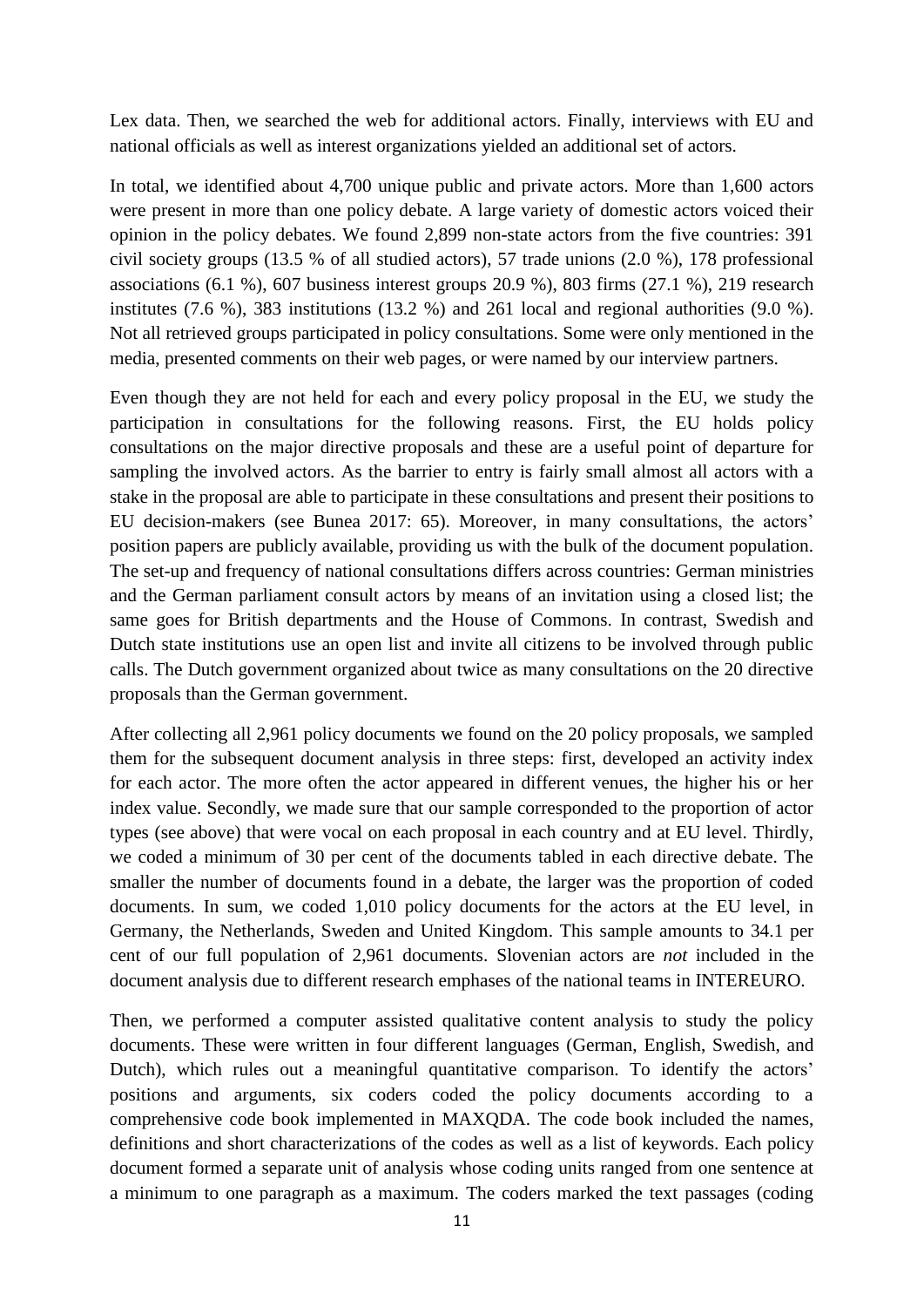Lex data. Then, we searched the web for additional actors. Finally, interviews with EU and national officials as well as interest organizations yielded an additional set of actors.

In total, we identified about 4,700 unique public and private actors. More than 1,600 actors were present in more than one policy debate. A large variety of domestic actors voiced their opinion in the policy debates. We found 2,899 non-state actors from the five countries: 391 civil society groups (13.5 % of all studied actors), 57 trade unions (2.0 %), 178 professional associations (6.1 %), 607 business interest groups 20.9 %), 803 firms (27.1 %), 219 research institutes (7.6 %), 383 institutions (13.2 %) and 261 local and regional authorities (9.0 %). Not all retrieved groups participated in policy consultations. Some were only mentioned in the media, presented comments on their web pages, or were named by our interview partners.

Even though they are not held for each and every policy proposal in the EU, we study the participation in consultations for the following reasons. First, the EU holds policy consultations on the major directive proposals and these are a useful point of departure for sampling the involved actors. As the barrier to entry is fairly small almost all actors with a stake in the proposal are able to participate in these consultations and present their positions to EU decision-makers (see Bunea 2017: 65). Moreover, in many consultations, the actors' position papers are publicly available, providing us with the bulk of the document population. The set-up and frequency of national consultations differs across countries: German ministries and the German parliament consult actors by means of an invitation using a closed list; the same goes for British departments and the House of Commons. In contrast, Swedish and Dutch state institutions use an open list and invite all citizens to be involved through public calls. The Dutch government organized about twice as many consultations on the 20 directive proposals than the German government.

After collecting all 2,961 policy documents we found on the 20 policy proposals, we sampled them for the subsequent document analysis in three steps: first, developed an activity index for each actor. The more often the actor appeared in different venues, the higher his or her index value. Secondly, we made sure that our sample corresponded to the proportion of actor types (see above) that were vocal on each proposal in each country and at EU level. Thirdly, we coded a minimum of 30 per cent of the documents tabled in each directive debate. The smaller the number of documents found in a debate, the larger was the proportion of coded documents. In sum, we coded 1,010 policy documents for the actors at the EU level, in Germany, the Netherlands, Sweden and United Kingdom. This sample amounts to 34.1 per cent of our full population of 2,961 documents. Slovenian actors are *not* included in the document analysis due to different research emphases of the national teams in INTEREURO.

Then, we performed a computer assisted qualitative content analysis to study the policy documents. These were written in four different languages (German, English, Swedish, and Dutch), which rules out a meaningful quantitative comparison. To identify the actors' positions and arguments, six coders coded the policy documents according to a comprehensive code book implemented in MAXQDA. The code book included the names, definitions and short characterizations of the codes as well as a list of keywords. Each policy document formed a separate unit of analysis whose coding units ranged from one sentence at a minimum to one paragraph as a maximum. The coders marked the text passages (coding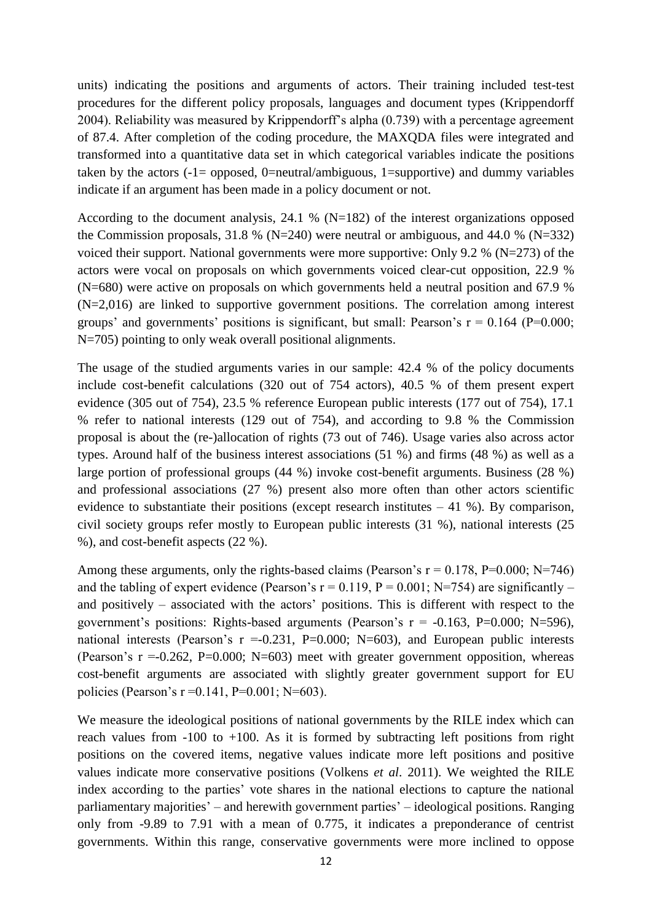units) indicating the positions and arguments of actors. Their training included test-test procedures for the different policy proposals, languages and document types (Krippendorff 2004). Reliability was measured by Krippendorff's alpha (0.739) with a percentage agreement of 87.4. After completion of the coding procedure, the MAXQDA files were integrated and transformed into a quantitative data set in which categorical variables indicate the positions taken by the actors (-1= opposed, 0=neutral/ambiguous, 1=supportive) and dummy variables indicate if an argument has been made in a policy document or not.

According to the document analysis, 24.1 % (N=182) of the interest organizations opposed the Commission proposals, 31.8 % (N=240) were neutral or ambiguous, and 44.0 % (N=332) voiced their support. National governments were more supportive: Only 9.2 % (N=273) of the actors were vocal on proposals on which governments voiced clear-cut opposition, 22.9 % (N=680) were active on proposals on which governments held a neutral position and 67.9 % (N=2,016) are linked to supportive government positions. The correlation among interest groups' and governments' positions is significant, but small: Pearson's r = 0.164 (P=0.000; N=705) pointing to only weak overall positional alignments.

The usage of the studied arguments varies in our sample: 42.4 % of the policy documents include cost-benefit calculations (320 out of 754 actors), 40.5 % of them present expert evidence (305 out of 754), 23.5 % reference European public interests (177 out of 754), 17.1 % refer to national interests (129 out of 754), and according to 9.8 % the Commission proposal is about the (re-)allocation of rights (73 out of 746). Usage varies also across actor types. Around half of the business interest associations (51 %) and firms (48 %) as well as a large portion of professional groups (44 %) invoke cost-benefit arguments. Business (28 %) and professional associations (27 %) present also more often than other actors scientific evidence to substantiate their positions (except research institutes – 41 %). By comparison, civil society groups refer mostly to European public interests (31 %), national interests (25 %), and cost-benefit aspects (22 %).

Among these arguments, only the rights-based claims (Pearson's r = 0.178, P=0.000; N=746) and the tabling of expert evidence (Pearson's r = 0.119, P = 0.001; N=754) are significantly – and positively – associated with the actors' positions. This is different with respect to the government's positions: Rights-based arguments (Pearson's r = -0.163, P=0.000; N=596), national interests (Pearson's r =-0.231, P=0.000; N=603), and European public interests (Pearson's r =-0.262, P=0.000; N=603) meet with greater government opposition, whereas cost-benefit arguments are associated with slightly greater government support for EU policies (Pearson's r =0.141, P=0.001; N=603).

We measure the ideological positions of national governments by the RILE index which can reach values from -100 to +100. As it is formed by subtracting left positions from right positions on the covered items, negative values indicate more left positions and positive values indicate more conservative positions (Volkens *et al*. 2011). We weighted the RILE index according to the parties' vote shares in the national elections to capture the national parliamentary majorities' – and herewith government parties' – ideological positions. Ranging only from -9.89 to 7.91 with a mean of 0.775, it indicates a preponderance of centrist governments. Within this range, conservative governments were more inclined to oppose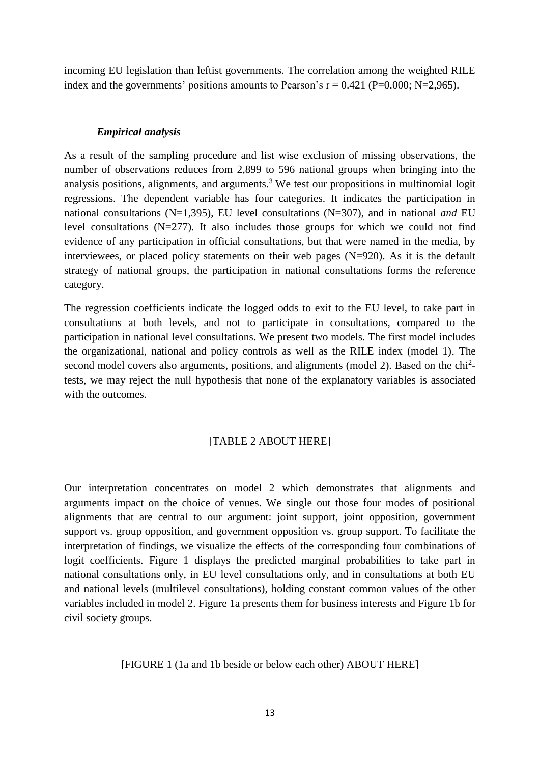incoming EU legislation than leftist governments. The correlation among the weighted RILE index and the governments' positions amounts to Pearson's r = 0.421 (P=0.000; N=2,965).

### *Empirical analysis*

As a result of the sampling procedure and list wise exclusion of missing observations, the number of observations reduces from 2,899 to 596 national groups when bringing into the analysis positions, alignments, and arguments.[3] We test our propositions in multinomial logit regressions. The dependent variable has four categories. It indicates the participation in national consultations (N=1,395), EU level consultations (N=307), and in national *and* EU level consultations (N=277). It also includes those groups for which we could not find evidence of any participation in official consultations, but that were named in the media, by interviewees, or placed policy statements on their web pages (N=920). As it is the default strategy of national groups, the participation in national consultations forms the reference category.

The regression coefficients indicate the logged odds to exit to the EU level, to take part in consultations at both levels, and not to participate in consultations, compared to the participation in national level consultations. We present two models. The first model includes the organizational, national and policy controls as well as the RILE index (model 1). The second model covers also arguments, positions, and alignments (model 2). Based on the chi$^2$-tests, we may reject the null hypothesis that none of the explanatory variables is associated with the outcomes.

[TABLE 2 ABOUT HERE]

Our interpretation concentrates on model 2 which demonstrates that alignments and arguments impact on the choice of venues. We single out those four modes of positional alignments that are central to our argument: joint support, joint opposition, government support vs. group opposition, and government opposition vs. group support. To facilitate the interpretation of findings, we visualize the effects of the corresponding four combinations of logit coefficients. Figure 1 displays the predicted marginal probabilities to take part in national consultations only, in EU level consultations only, and in consultations at both EU and national levels (multilevel consultations), holding constant common values of the other variables included in model 2. Figure 1a presents them for business interests and Figure 1b for civil society groups.

[FIGURE 1 (1a and 1b beside or below each other) ABOUT HERE]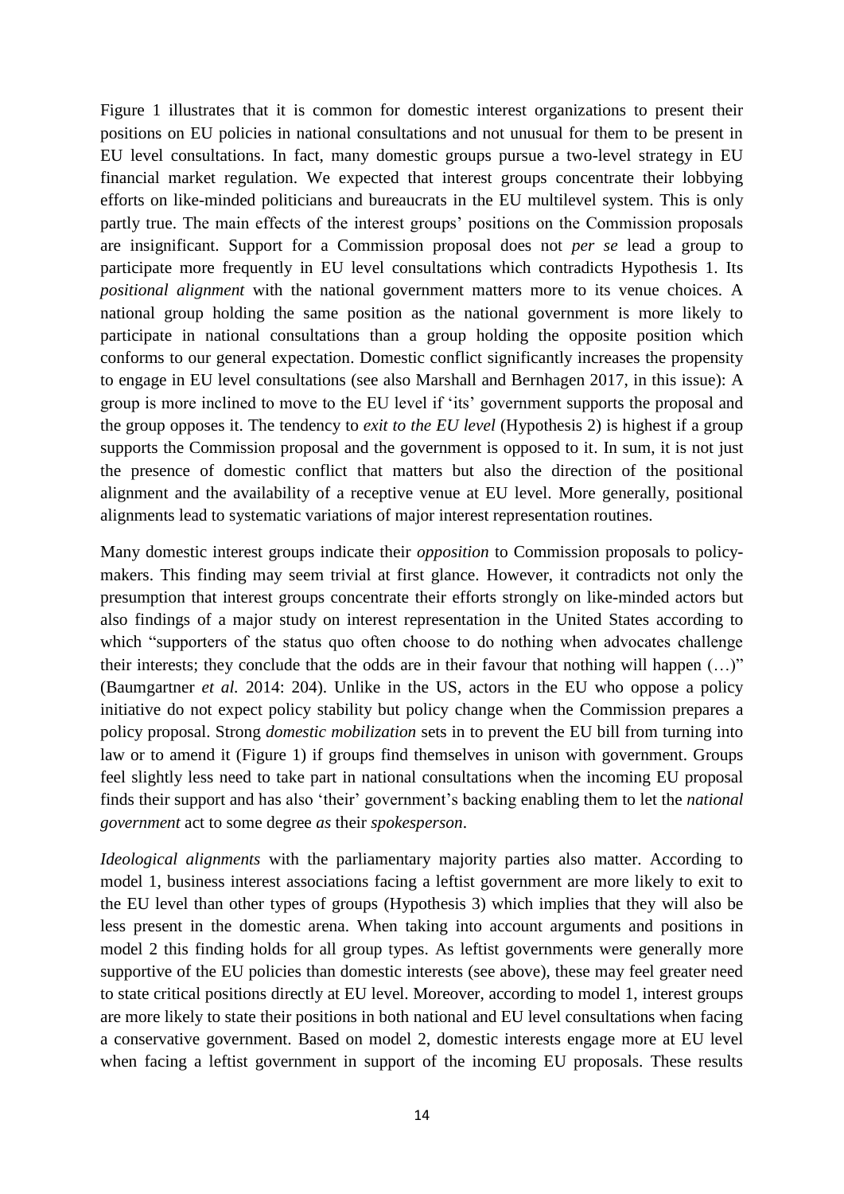Figure 1 illustrates that it is common for domestic interest organizations to present their positions on EU policies in national consultations and not unusual for them to be present in EU level consultations. In fact, many domestic groups pursue a two-level strategy in EU financial market regulation. We expected that interest groups concentrate their lobbying efforts on like-minded politicians and bureaucrats in the EU multilevel system. This is only partly true. The main effects of the interest groups' positions on the Commission proposals are insignificant. Support for a Commission proposal does not *per se* lead a group to participate more frequently in EU level consultations which contradicts Hypothesis 1. Its *positional alignment* with the national government matters more to its venue choices. A national group holding the same position as the national government is more likely to participate in national consultations than a group holding the opposite position which conforms to our general expectation. Domestic conflict significantly increases the propensity to engage in EU level consultations (see also Marshall and Bernhagen 2017, in this issue): A group is more inclined to move to the EU level if 'its' government supports the proposal and the group opposes it. The tendency to *exit to the EU level* (Hypothesis 2) is highest if a group supports the Commission proposal and the government is opposed to it. In sum, it is not just the presence of domestic conflict that matters but also the direction of the positional alignment and the availability of a receptive venue at EU level. More generally, positional alignments lead to systematic variations of major interest representation routines.

Many domestic interest groups indicate their *opposition* to Commission proposals to policy-makers. This finding may seem trivial at first glance. However, it contradicts not only the presumption that interest groups concentrate their efforts strongly on like-minded actors but also findings of a major study on interest representation in the United States according to which "supporters of the status quo often choose to do nothing when advocates challenge their interests; they conclude that the odds are in their favour that nothing will happen (…)" (Baumgartner *et al.* 2014: 204). Unlike in the US, actors in the EU who oppose a policy initiative do not expect policy stability but policy change when the Commission prepares a policy proposal. Strong *domestic mobilization* sets in to prevent the EU bill from turning into law or to amend it (Figure 1) if groups find themselves in unison with government. Groups feel slightly less need to take part in national consultations when the incoming EU proposal finds their support and has also 'their' government's backing enabling them to let the *national government* act to some degree *as* their *spokesperson*.

*Ideological alignments* with the parliamentary majority parties also matter. According to model 1, business interest associations facing a leftist government are more likely to exit to the EU level than other types of groups (Hypothesis 3) which implies that they will also be less present in the domestic arena. When taking into account arguments and positions in model 2 this finding holds for all group types. As leftist governments were generally more supportive of the EU policies than domestic interests (see above), these may feel greater need to state critical positions directly at EU level. Moreover, according to model 1, interest groups are more likely to state their positions in both national and EU level consultations when facing a conservative government. Based on model 2, domestic interests engage more at EU level when facing a leftist government in support of the incoming EU proposals. These results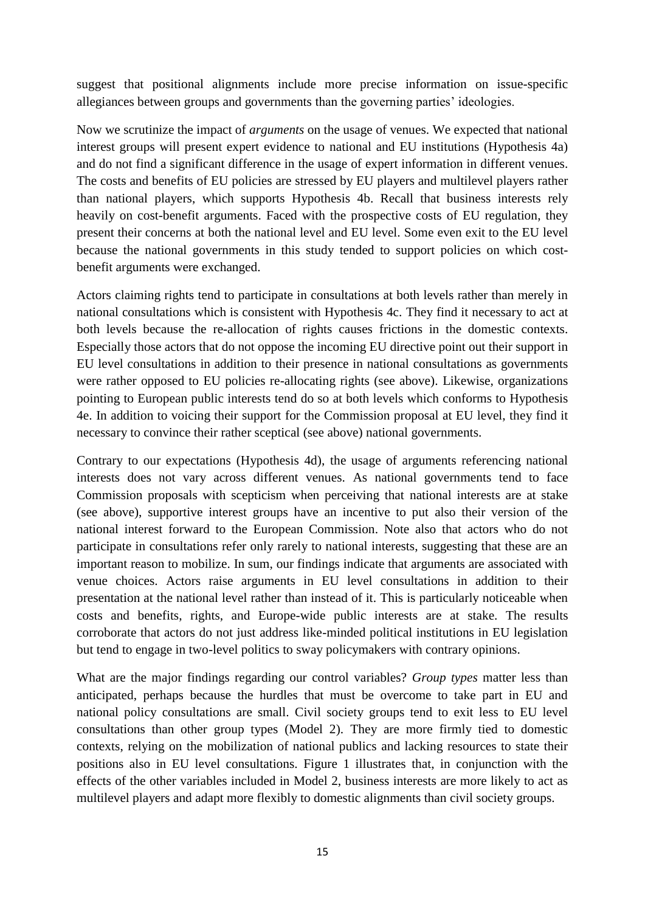suggest that positional alignments include more precise information on issue-specific allegiances between groups and governments than the governing parties' ideologies.

Now we scrutinize the impact of *arguments* on the usage of venues. We expected that national interest groups will present expert evidence to national and EU institutions (Hypothesis 4a) and do not find a significant difference in the usage of expert information in different venues. The costs and benefits of EU policies are stressed by EU players and multilevel players rather than national players, which supports Hypothesis 4b. Recall that business interests rely heavily on cost-benefit arguments. Faced with the prospective costs of EU regulation, they present their concerns at both the national level and EU level. Some even exit to the EU level because the national governments in this study tended to support policies on which cost-benefit arguments were exchanged.

Actors claiming rights tend to participate in consultations at both levels rather than merely in national consultations which is consistent with Hypothesis 4c. They find it necessary to act at both levels because the re-allocation of rights causes frictions in the domestic contexts. Especially those actors that do not oppose the incoming EU directive point out their support in EU level consultations in addition to their presence in national consultations as governments were rather opposed to EU policies re-allocating rights (see above). Likewise, organizations pointing to European public interests tend do so at both levels which conforms to Hypothesis 4e. In addition to voicing their support for the Commission proposal at EU level, they find it necessary to convince their rather sceptical (see above) national governments.

Contrary to our expectations (Hypothesis 4d), the usage of arguments referencing national interests does not vary across different venues. As national governments tend to face Commission proposals with scepticism when perceiving that national interests are at stake (see above), supportive interest groups have an incentive to put also their version of the national interest forward to the European Commission. Note also that actors who do not participate in consultations refer only rarely to national interests, suggesting that these are an important reason to mobilize. In sum, our findings indicate that arguments are associated with venue choices. Actors raise arguments in EU level consultations in addition to their presentation at the national level rather than instead of it. This is particularly noticeable when costs and benefits, rights, and Europe-wide public interests are at stake. The results corroborate that actors do not just address like-minded political institutions in EU legislation but tend to engage in two-level politics to sway policymakers with contrary opinions.

What are the major findings regarding our control variables? *Group types* matter less than anticipated, perhaps because the hurdles that must be overcome to take part in EU and national policy consultations are small. Civil society groups tend to exit less to EU level consultations than other group types (Model 2). They are more firmly tied to domestic contexts, relying on the mobilization of national publics and lacking resources to state their positions also in EU level consultations. Figure 1 illustrates that, in conjunction with the effects of the other variables included in Model 2, business interests are more likely to act as multilevel players and adapt more flexibly to domestic alignments than civil society groups.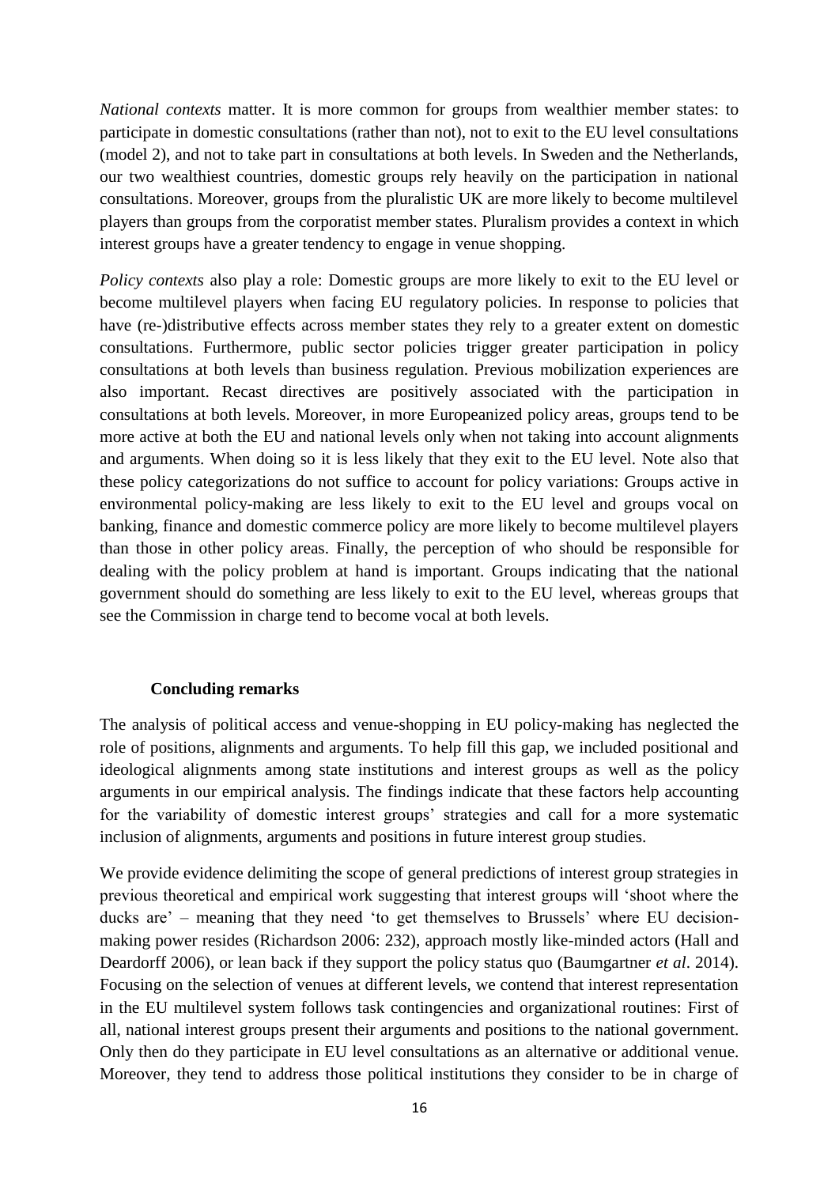*National contexts* matter. It is more common for groups from wealthier member states: to participate in domestic consultations (rather than not), not to exit to the EU level consultations (model 2), and not to take part in consultations at both levels. In Sweden and the Netherlands, our two wealthiest countries, domestic groups rely heavily on the participation in national consultations. Moreover, groups from the pluralistic UK are more likely to become multilevel players than groups from the corporatist member states. Pluralism provides a context in which interest groups have a greater tendency to engage in venue shopping.

*Policy contexts* also play a role: Domestic groups are more likely to exit to the EU level or become multilevel players when facing EU regulatory policies. In response to policies that have (re-)distributive effects across member states they rely to a greater extent on domestic consultations. Furthermore, public sector policies trigger greater participation in policy consultations at both levels than business regulation. Previous mobilization experiences are also important. Recast directives are positively associated with the participation in consultations at both levels. Moreover, in more Europeanized policy areas, groups tend to be more active at both the EU and national levels only when not taking into account alignments and arguments. When doing so it is less likely that they exit to the EU level. Note also that these policy categorizations do not suffice to account for policy variations: Groups active in environmental policy-making are less likely to exit to the EU level and groups vocal on banking, finance and domestic commerce policy are more likely to become multilevel players than those in other policy areas. Finally, the perception of who should be responsible for dealing with the policy problem at hand is important. Groups indicating that the national government should do something are less likely to exit to the EU level, whereas groups that see the Commission in charge tend to become vocal at both levels.

## Concluding remarks

The analysis of political access and venue-shopping in EU policy-making has neglected the role of positions, alignments and arguments. To help fill this gap, we included positional and ideological alignments among state institutions and interest groups as well as the policy arguments in our empirical analysis. The findings indicate that these factors help accounting for the variability of domestic interest groups' strategies and call for a more systematic inclusion of alignments, arguments and positions in future interest group studies.

We provide evidence delimiting the scope of general predictions of interest group strategies in previous theoretical and empirical work suggesting that interest groups will 'shoot where the ducks are' – meaning that they need 'to get themselves to Brussels' where EU decision-making power resides (Richardson 2006: 232), approach mostly like-minded actors (Hall and Deardorff 2006), or lean back if they support the policy status quo (Baumgartner *et al*. 2014). Focusing on the selection of venues at different levels, we contend that interest representation in the EU multilevel system follows task contingencies and organizational routines: First of all, national interest groups present their arguments and positions to the national government. Only then do they participate in EU level consultations as an alternative or additional venue. Moreover, they tend to address those political institutions they consider to be in charge of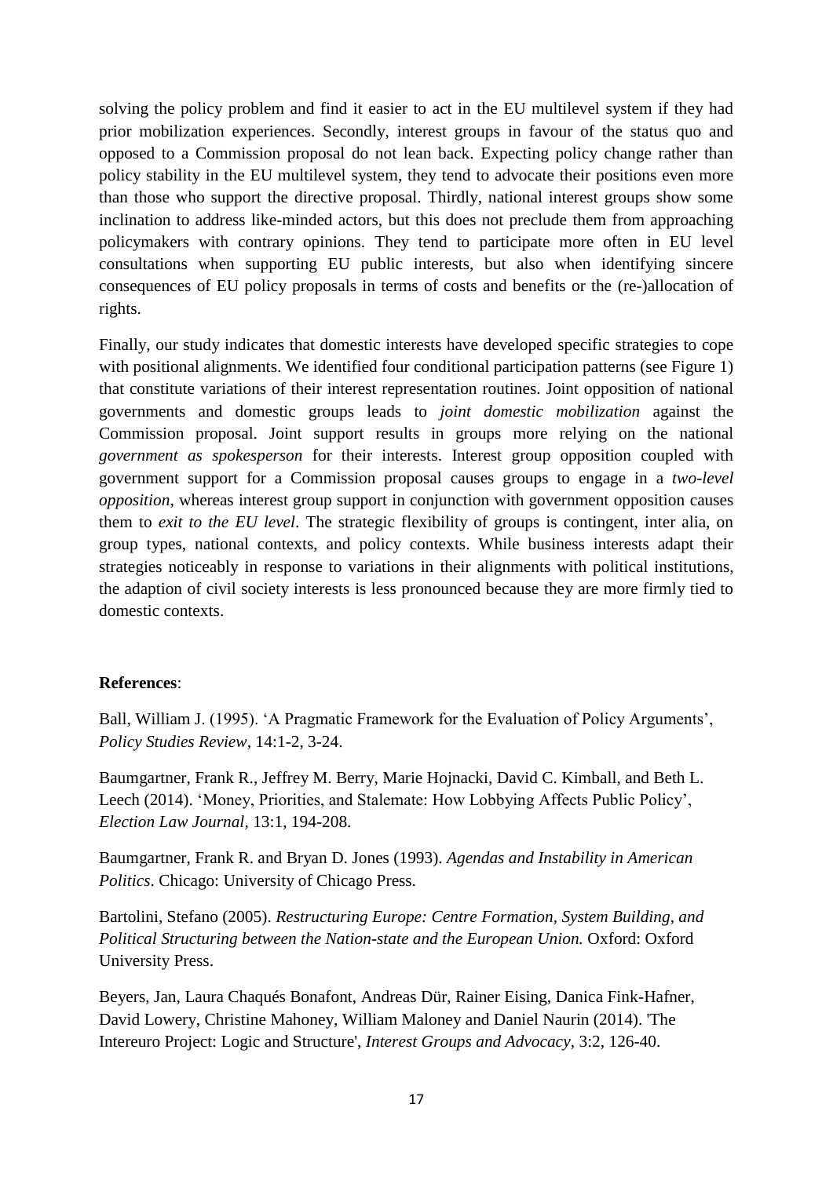solving the policy problem and find it easier to act in the EU multilevel system if they had prior mobilization experiences. Secondly, interest groups in favour of the status quo and opposed to a Commission proposal do not lean back. Expecting policy change rather than policy stability in the EU multilevel system, they tend to advocate their positions even more than those who support the directive proposal. Thirdly, national interest groups show some inclination to address like-minded actors, but this does not preclude them from approaching policymakers with contrary opinions. They tend to participate more often in EU level consultations when supporting EU public interests, but also when identifying sincere consequences of EU policy proposals in terms of costs and benefits or the (re-)allocation of rights.

Finally, our study indicates that domestic interests have developed specific strategies to cope with positional alignments. We identified four conditional participation patterns (see Figure 1) that constitute variations of their interest representation routines. Joint opposition of national governments and domestic groups leads to *joint domestic mobilization* against the Commission proposal. Joint support results in groups more relying on the national *government as spokesperson* for their interests. Interest group opposition coupled with government support for a Commission proposal causes groups to engage in a *two-level opposition*, whereas interest group support in conjunction with government opposition causes them to *exit to the EU level*. The strategic flexibility of groups is contingent, inter alia, on group types, national contexts, and policy contexts. While business interests adapt their strategies noticeably in response to variations in their alignments with political institutions, the adaption of civil society interests is less pronounced because they are more firmly tied to domestic contexts.

**References**:

Ball, William J. (1995). 'A Pragmatic Framework for the Evaluation of Policy Arguments', *Policy Studies Review*, 14:1-2, 3-24.

Baumgartner, Frank R., Jeffrey M. Berry, Marie Hojnacki, David C. Kimball, and Beth L. Leech (2014). 'Money, Priorities, and Stalemate: How Lobbying Affects Public Policy', *Election Law Journal*, 13:1, 194-208.

Baumgartner, Frank R. and Bryan D. Jones (1993). *Agendas and Instability in American Politics*. Chicago: University of Chicago Press.

Bartolini, Stefano (2005). *Restructuring Europe: Centre Formation, System Building, and Political Structuring between the Nation-state and the European Union.* Oxford: Oxford University Press.

Beyers, Jan, Laura Chaqués Bonafont, Andreas Dür, Rainer Eising, Danica Fink-Hafner, David Lowery, Christine Mahoney, William Maloney and Daniel Naurin (2014). 'The Intereuro Project: Logic and Structure', *Interest Groups and Advocacy*, 3:2, 126-40.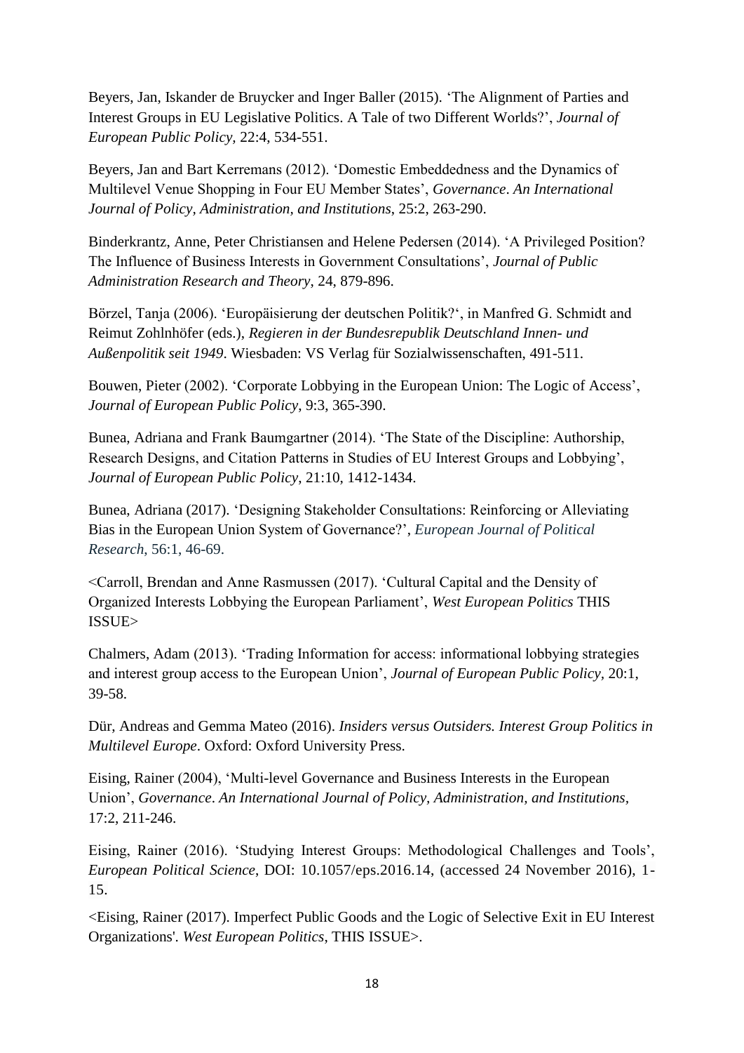Beyers, Jan, Iskander de Bruycker and Inger Baller (2015). 'The Alignment of Parties and Interest Groups in EU Legislative Politics. A Tale of two Different Worlds?', *Journal of European Public Policy,* 22:4, 534-551.

Beyers, Jan and Bart Kerremans (2012). 'Domestic Embeddedness and the Dynamics of Multilevel Venue Shopping in Four EU Member States', *Governance*. *An International Journal of Policy, Administration, and Institutions*, 25:2, 263-290.

Binderkrantz, Anne, Peter Christiansen and Helene Pedersen (2014). 'A Privileged Position? The Influence of Business Interests in Government Consultations', *Journal of Public Administration Research and Theory*, 24, 879-896.

Börzel, Tanja (2006). 'Europäisierung der deutschen Politik?', in Manfred G. Schmidt and Reimut Zohlnhöfer (eds.), *Regieren in der Bundesrepublik Deutschland Innen- und Außenpolitik seit 1949*. Wiesbaden: VS Verlag für Sozialwissenschaften, 491-511.

Bouwen, Pieter (2002). 'Corporate Lobbying in the European Union: The Logic of Access', *Journal of European Public Policy*, 9:3, 365-390.

Bunea, Adriana and Frank Baumgartner (2014). 'The State of the Discipline: Authorship, Research Designs, and Citation Patterns in Studies of EU Interest Groups and Lobbying', *Journal of European Public Policy*, 21:10, 1412-1434.

Bunea, Adriana (2017). 'Designing Stakeholder Consultations: Reinforcing or Alleviating Bias in the European Union System of Governance?', *European Journal of Political Research*, 56:1, 46-69.

<Carroll, Brendan and Anne Rasmussen (2017). 'Cultural Capital and the Density of Organized Interests Lobbying the European Parliament', *West European Politics* THIS ISSUE>

Chalmers, Adam (2013). 'Trading Information for access: informational lobbying strategies and interest group access to the European Union', *Journal of European Public Policy,* 20:1, 39-58.

Dür, Andreas and Gemma Mateo (2016). *Insiders versus Outsiders. Interest Group Politics in Multilevel Europe*. Oxford: Oxford University Press.

Eising, Rainer (2004), 'Multi-level Governance and Business Interests in the European Union', *Governance*. *An International Journal of Policy, Administration, and Institutions,* 17:2, 211-246.

Eising, Rainer (2016). 'Studying Interest Groups: Methodological Challenges and Tools', *European Political Science*, DOI: 10.1057/eps.2016.14, (accessed 24 November 2016), 1-15.

<Eising, Rainer (2017). Imperfect Public Goods and the Logic of Selective Exit in EU Interest Organizations'. *West European Politics*, THIS ISSUE>.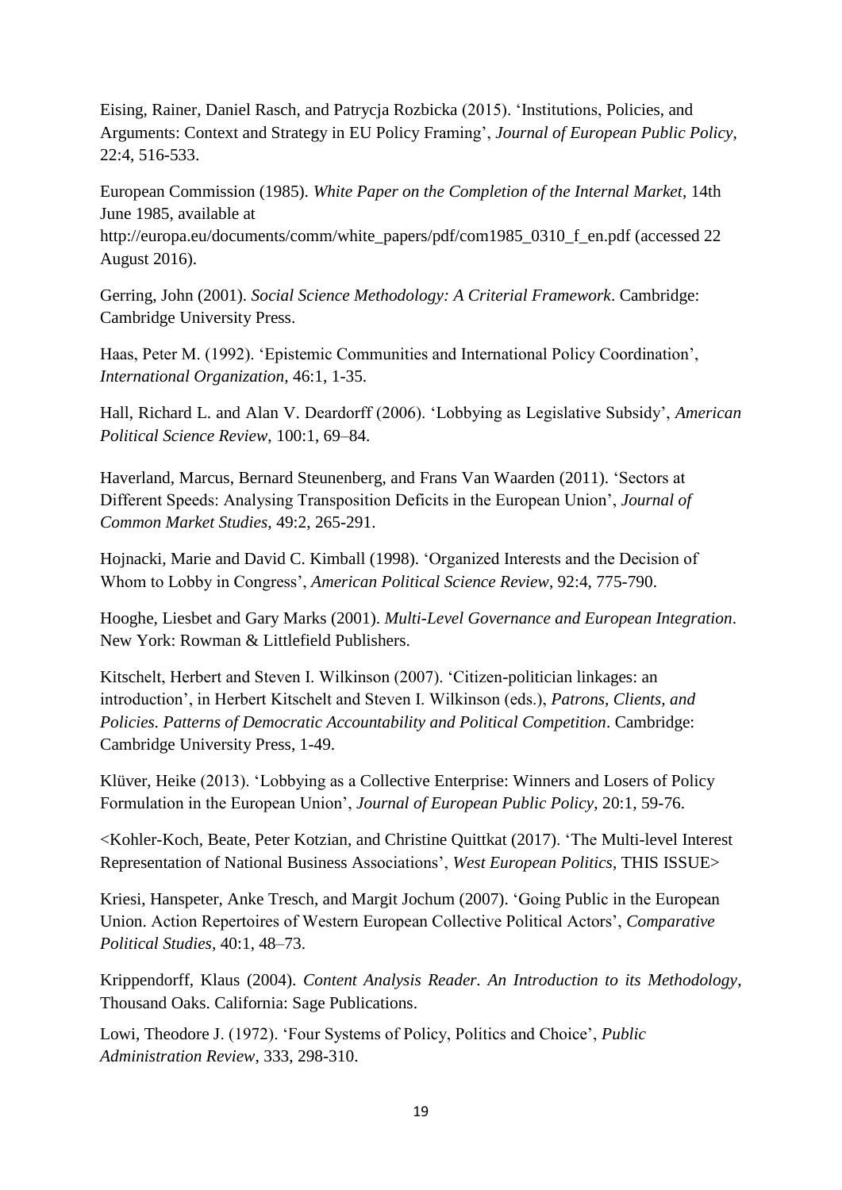Eising, Rainer, Daniel Rasch, and Patrycja Rozbicka (2015). 'Institutions, Policies, and Arguments: Context and Strategy in EU Policy Framing', *Journal of European Public Policy*, 22:4, 516-533.

European Commission (1985). *White Paper on the Completion of the Internal Market*, 14th June 1985, available at http://europa.eu/documents/comm/white_papers/pdf/com1985_0310_f_en.pdf (accessed 22 August 2016).

Gerring, John (2001). *Social Science Methodology: A Criterial Framework*. Cambridge: Cambridge University Press.

Haas, Peter M. (1992). 'Epistemic Communities and International Policy Coordination', *International Organization*, 46:1, 1-35.

Hall, Richard L. and Alan V. Deardorff (2006). 'Lobbying as Legislative Subsidy', *American Political Science Review*, 100:1, 69–84.

Haverland, Marcus, Bernard Steunenberg, and Frans Van Waarden (2011). 'Sectors at Different Speeds: Analysing Transposition Deficits in the European Union', *Journal of Common Market Studies*, 49:2, 265-291.

Hojnacki, Marie and David C. Kimball (1998). 'Organized Interests and the Decision of Whom to Lobby in Congress', *American Political Science Review*, 92:4, 775-790.

Hooghe, Liesbet and Gary Marks (2001). *Multi-Level Governance and European Integration*. New York: Rowman & Littlefield Publishers.

Kitschelt, Herbert and Steven I. Wilkinson (2007). 'Citizen-politician linkages: an introduction', in Herbert Kitschelt and Steven I. Wilkinson (eds.), *Patrons, Clients, and Policies. Patterns of Democratic Accountability and Political Competition*. Cambridge: Cambridge University Press, 1-49.

Klüver, Heike (2013). 'Lobbying as a Collective Enterprise: Winners and Losers of Policy Formulation in the European Union', *Journal of European Public Policy*, 20:1, 59-76.

<Kohler-Koch, Beate, Peter Kotzian, and Christine Quittkat (2017). 'The Multi-level Interest Representation of National Business Associations', *West European Politics*, THIS ISSUE>

Kriesi, Hanspeter, Anke Tresch, and Margit Jochum (2007). 'Going Public in the European Union. Action Repertoires of Western European Collective Political Actors', *Comparative Political Studies*, 40:1, 48–73.

Krippendorff, Klaus (2004). *Content Analysis Reader. An Introduction to its Methodology*, Thousand Oaks. California: Sage Publications.

Lowi, Theodore J. (1972). 'Four Systems of Policy, Politics and Choice', *Public Administration Review*, 333, 298-310.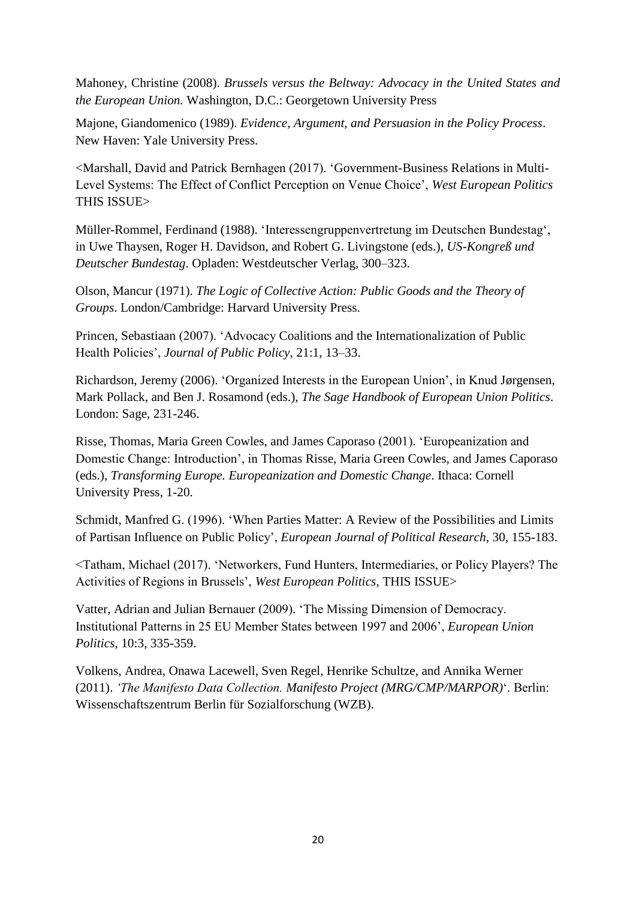Mahoney, Christine (2008). *Brussels versus the Beltway: Advocacy in the United States and the European Union.* Washington, D.C.: Georgetown University Press

Majone, Giandomenico (1989). *Evidence, Argument, and Persuasion in the Policy Process*. New Haven: Yale University Press.

<Marshall, David and Patrick Bernhagen (2017). 'Government-Business Relations in Multi-Level Systems: The Effect of Conflict Perception on Venue Choice', *West European Politics* THIS ISSUE>

Müller-Rommel, Ferdinand (1988). 'Interessengruppenvertretung im Deutschen Bundestag', in Uwe Thaysen, Roger H. Davidson, and Robert G. Livingstone (eds.), *US-Kongreß und Deutscher Bundestag*. Opladen: Westdeutscher Verlag, 300–323.

Olson, Mancur (1971). *The Logic of Collective Action: Public Goods and the Theory of Groups*. London/Cambridge: Harvard University Press.

Princen, Sebastiaan (2007). 'Advocacy Coalitions and the Internationalization of Public Health Policies', *Journal of Public Policy*, 21:1, 13–33.

Richardson, Jeremy (2006). 'Organized Interests in the European Union', in Knud Jørgensen, Mark Pollack, and Ben J. Rosamond (eds.), *The Sage Handbook of European Union Politics*. London: Sage, 231-246.

Risse, Thomas, Maria Green Cowles, and James Caporaso (2001). 'Europeanization and Domestic Change: Introduction', in Thomas Risse, Maria Green Cowles, and James Caporaso (eds.), *Transforming Europe. Europeanization and Domestic Change*. Ithaca: Cornell University Press, 1-20.

Schmidt, Manfred G. (1996). 'When Parties Matter: A Review of the Possibilities and Limits of Partisan Influence on Public Policy', *European Journal of Political Research*, 30, 155-183.

<Tatham, Michael (2017). 'Networkers, Fund Hunters, Intermediaries, or Policy Players? The Activities of Regions in Brussels', *West European Politics*, THIS ISSUE>

Vatter, Adrian and Julian Bernauer (2009). 'The Missing Dimension of Democracy. Institutional Patterns in 25 EU Member States between 1997 and 2006', *European Union Politics*, 10:3, 335-359.

Volkens, Andrea, Onawa Lacewell, Sven Regel, Henrike Schultze, and Annika Werner (2011). *'The Manifesto Data Collection. Manifesto Project (MRG/CMP/MARPOR)*'. Berlin: Wissenschaftszentrum Berlin für Sozialforschung (WZB).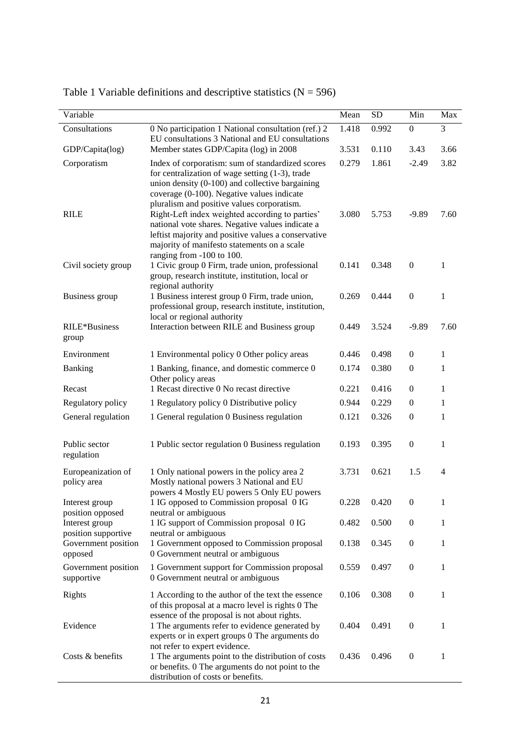Table 1 Variable definitions and descriptive statistics (N = 596)

| Variable | | Mean | SD | Min | Max |
|---|---|---|---|---|---|
| Consultations | 0 No participation 1 National consultation (ref.) 2 EU consultations 3 National and EU consultations | 1.418 | 0.992 | 0 | 3 |
| GDP/Capita(log) | Member states GDP/Capita (log) in 2008 | 3.531 | 0.110 | 3.43 | 3.66 |
| Corporatism | Index of corporatism: sum of standardized scores for centralization of wage setting (1-3), trade union density (0-100) and collective bargaining coverage (0-100). Negative values indicate pluralism and positive values corporatism. | 0.279 | 1.861 | -2.49 | 3.82 |
| RILE | Right-Left index weighted according to parties' national vote shares. Negative values indicate a leftist majority and positive values a conservative majority of manifesto statements on a scale ranging from -100 to 100. | 3.080 | 5.753 | -9.89 | 7.60 |
| Civil society group | 1 Civic group 0 Firm, trade union, professional group, research institute, institution, local or regional authority | 0.141 | 0.348 | 0 | 1 |
| Business group | 1 Business interest group 0 Firm, trade union, professional group, research institute, institution, local or regional authority | 0.269 | 0.444 | 0 | 1 |
| RILE*Business group | Interaction between RILE and Business group | 0.449 | 3.524 | -9.89 | 7.60 |
| Environment | 1 Environmental policy 0 Other policy areas | 0.446 | 0.498 | 0 | 1 |
| Banking | 1 Banking, finance, and domestic commerce 0 Other policy areas | 0.174 | 0.380 | 0 | 1 |
| Recast | 1 Recast directive 0 No recast directive | 0.221 | 0.416 | 0 | 1 |
| Regulatory policy | 1 Regulatory policy 0 Distributive policy | 0.944 | 0.229 | 0 | 1 |
| General regulation | 1 General regulation 0 Business regulation | 0.121 | 0.326 | 0 | 1 |
| Public sector regulation | 1 Public sector regulation 0 Business regulation | 0.193 | 0.395 | 0 | 1 |
| Europeanization of policy area | 1 Only national powers in the policy area 2 Mostly national powers 3 National and EU powers 4 Mostly EU powers 5 Only EU powers | 3.731 | 0.621 | 1.5 | 4 |
| Interest group position opposed | 1 IG opposed to Commission proposal 0 IG neutral or ambiguous | 0.228 | 0.420 | 0 | 1 |
| Interest group position supportive | 1 IG support of Commission proposal 0 IG neutral or ambiguous | 0.482 | 0.500 | 0 | 1 |
| Government position opposed | 1 Government opposed to Commission proposal 0 Government neutral or ambiguous | 0.138 | 0.345 | 0 | 1 |
| Government position supportive | 1 Government support for Commission proposal 0 Government neutral or ambiguous | 0.559 | 0.497 | 0 | 1 |
| Rights | 1 According to the author of the text the essence of this proposal at a macro level is rights 0 The essence of the proposal is not about rights. | 0.106 | 0.308 | 0 | 1 |
| Evidence | 1 The arguments refer to evidence generated by experts or in expert groups 0 The arguments do not refer to expert evidence. | 0.404 | 0.491 | 0 | 1 |
| Costs & benefits | 1 The arguments point to the distribution of costs or benefits. 0 The arguments do not point to the distribution of costs or benefits. | 0.436 | 0.496 | 0 | 1 |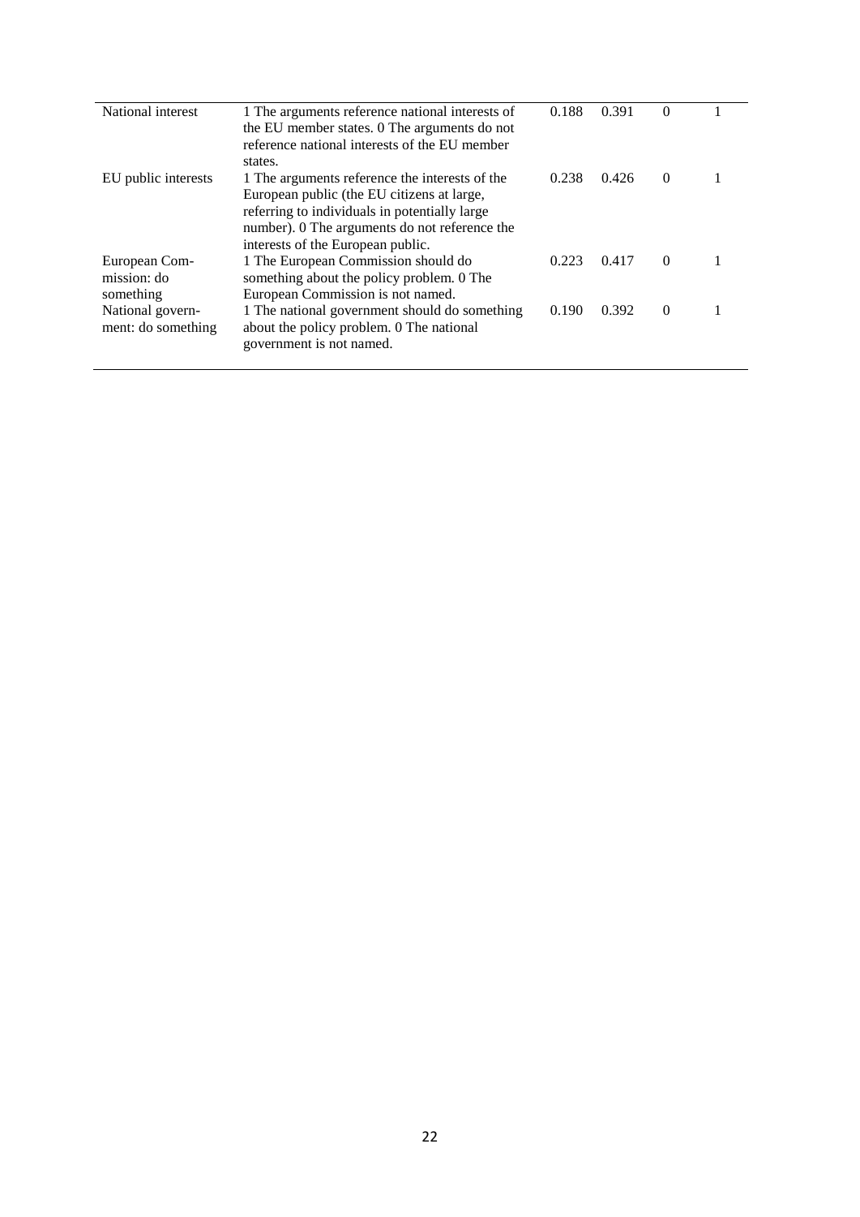| | | | | | |
|---|---|---|---|---|---|
| National interest | 1 The arguments reference national interests of the EU member states. 0 The arguments do not reference national interests of the EU member states. | 0.188 | 0.391 | 0 | 1 |
| EU public interests | 1 The arguments reference the interests of the European public (the EU citizens at large, referring to individuals in potentially large number). 0 The arguments do not reference the interests of the European public. | 0.238 | 0.426 | 0 | 1 |
| European Commission: do something | 1 The European Commission should do something about the policy problem. 0 The European Commission is not named. | 0.223 | 0.417 | 0 | 1 |
| National government: do something | 1 The national government should do something about the policy problem. 0 The national government is not named. | 0.190 | 0.392 | 0 | 1 |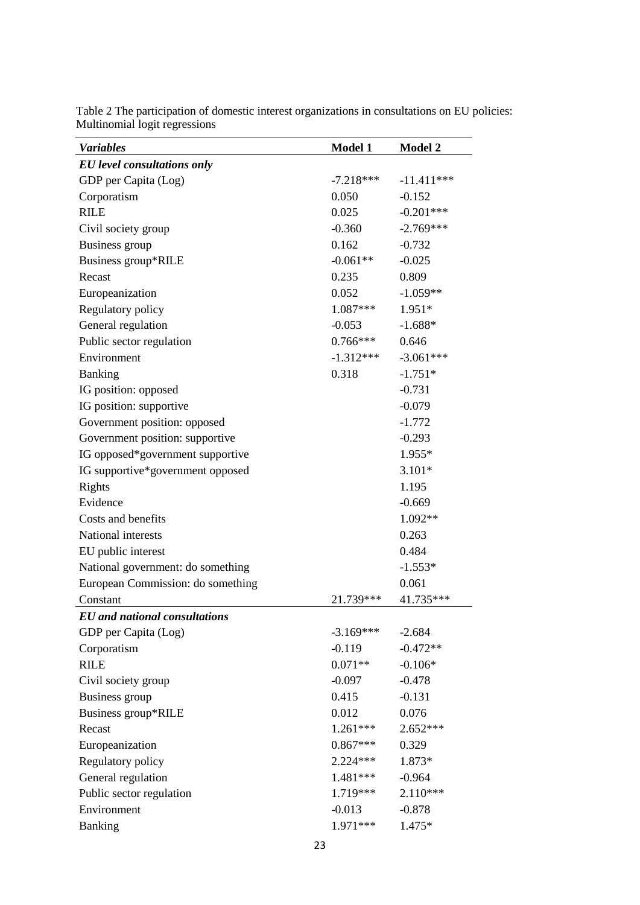Table 2 The participation of domestic interest organizations in consultations on EU policies: Multinomial logit regressions

| *Variables* | Model 1 | Model 2 |
|---|---|---|
| ***EU level consultations only*** | | |
| GDP per Capita (Log) | -7.218*** | -11.411*** |
| Corporatism | 0.050 | -0.152 |
| RILE | 0.025 | -0.201*** |
| Civil society group | -0.360 | -2.769*** |
| Business group | 0.162 | -0.732 |
| Business group*RILE | -0.061** | -0.025 |
| Recast | 0.235 | 0.809 |
| Europeanization | 0.052 | -1.059** |
| Regulatory policy | 1.087*** | 1.951* |
| General regulation | -0.053 | -1.688* |
| Public sector regulation | 0.766*** | 0.646 |
| Environment | -1.312*** | -3.061*** |
| Banking | 0.318 | -1.751* |
| IG position: opposed | | -0.731 |
| IG position: supportive | | -0.079 |
| Government position: opposed | | -1.772 |
| Government position: supportive | | -0.293 |
| IG opposed*government supportive | | 1.955* |
| IG supportive*government opposed | | 3.101* |
| Rights | | 1.195 |
| Evidence | | -0.669 |
| Costs and benefits | | 1.092** |
| National interests | | 0.263 |
| EU public interest | | 0.484 |
| National government: do something | | -1.553* |
| European Commission: do something | | 0.061 |
| Constant | 21.739*** | 41.735*** |
| ***EU and national consultations*** | | |
| GDP per Capita (Log) | -3.169*** | -2.684 |
| Corporatism | -0.119 | -0.472** |
| RILE | 0.071** | -0.106* |
| Civil society group | -0.097 | -0.478 |
| Business group | 0.415 | -0.131 |
| Business group*RILE | 0.012 | 0.076 |
| Recast | 1.261*** | 2.652*** |
| Europeanization | 0.867*** | 0.329 |
| Regulatory policy | 2.224*** | 1.873* |
| General regulation | 1.481*** | -0.964 |
| Public sector regulation | 1.719*** | 2.110*** |
| Environment | -0.013 | -0.878 |
| Banking | 1.971*** | 1.475* |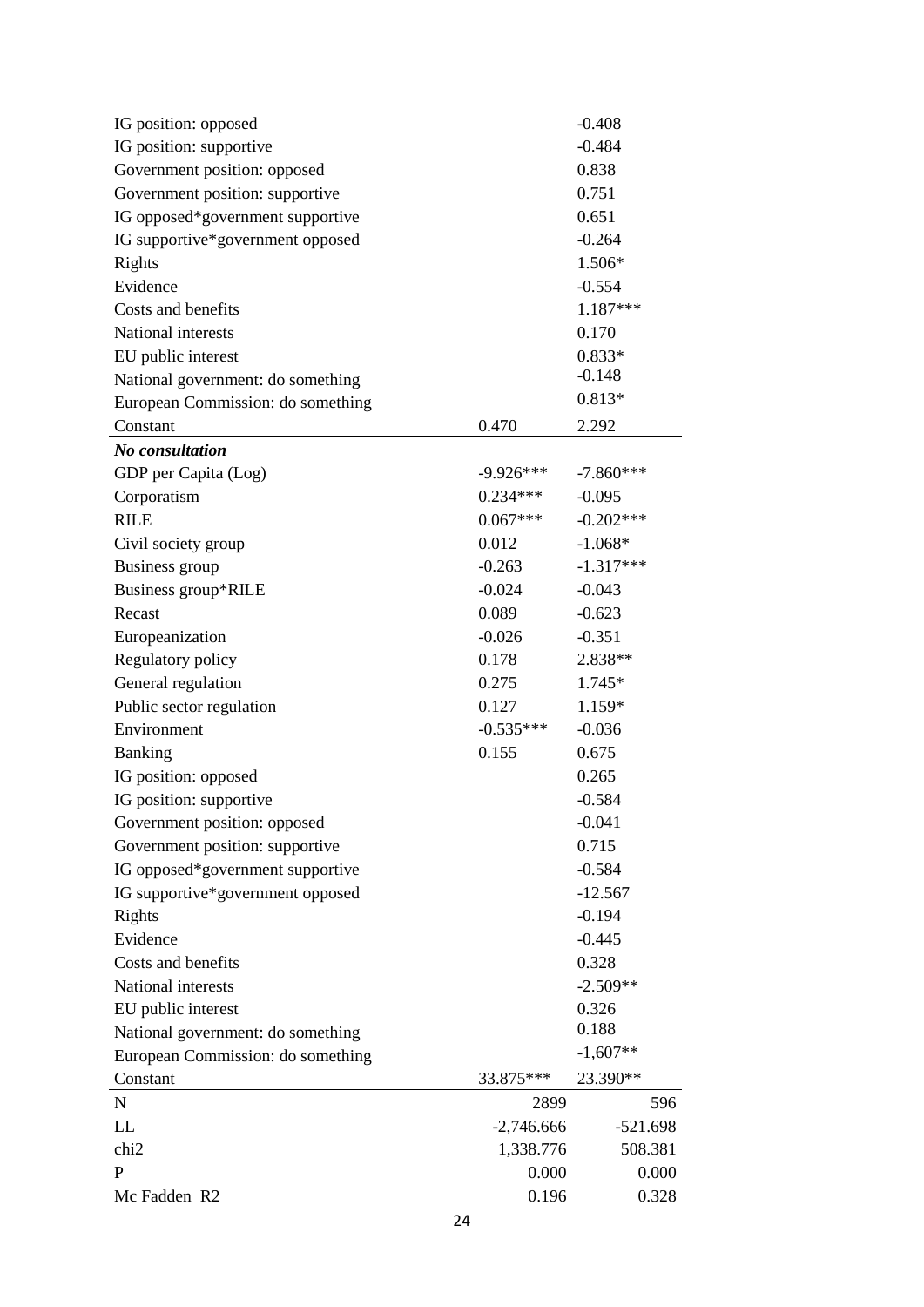| | | |
|---|---|---|
| IG position: opposed | | -0.408 |
| IG position: supportive | | -0.484 |
| Government position: opposed | | 0.838 |
| Government position: supportive | | 0.751 |
| IG opposed*government supportive | | 0.651 |
| IG supportive*government opposed | | -0.264 |
| Rights | | 1.506* |
| Evidence | | -0.554 |
| Costs and benefits | | 1.187*** |
| National interests | | 0.170 |
| EU public interest | | 0.833* |
| National government: do something | | -0.148 |
| European Commission: do something | | 0.813* |
| Constant | 0.470 | 2.292 |
| ***No consultation*** | | |
| GDP per Capita (Log) | -9.926*** | -7.860*** |
| Corporatism | 0.234*** | -0.095 |
| RILE | 0.067*** | -0.202*** |
| Civil society group | 0.012 | -1.068* |
| Business group | -0.263 | -1.317*** |
| Business group*RILE | -0.024 | -0.043 |
| Recast | 0.089 | -0.623 |
| Europeanization | -0.026 | -0.351 |
| Regulatory policy | 0.178 | 2.838** |
| General regulation | 0.275 | 1.745* |
| Public sector regulation | 0.127 | 1.159* |
| Environment | -0.535*** | -0.036 |
| Banking | 0.155 | 0.675 |
| IG position: opposed | | 0.265 |
| IG position: supportive | | -0.584 |
| Government position: opposed | | -0.041 |
| Government position: supportive | | 0.715 |
| IG opposed*government supportive | | -0.584 |
| IG supportive*government opposed | | -12.567 |
| Rights | | -0.194 |
| Evidence | | -0.445 |
| Costs and benefits | | 0.328 |
| National interests | | -2.509** |
| EU public interest | | 0.326 |
| National government: do something | | 0.188 |
| European Commission: do something | | -1,607** |
| Constant | 33.875*** | 23.390** |
| N | 2899 | 596 |
| LL | -2,746.666 | -521.698 |
| chi2 | 1,338.776 | 508.381 |
| P | 0.000 | 0.000 |
| Mc Fadden R2 | 0.196 | 0.328 |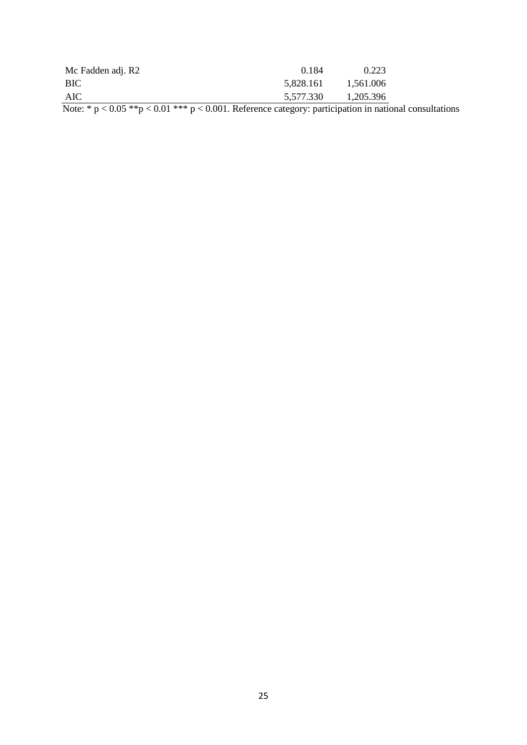| | | |
|---|---|---|
| Mc Fadden adj. R2 | 0.184 | 0.223 |
| BIC | 5,828.161 | 1,561.006 |
| AIC | 5,577.330 | 1,205.396 |

Note: * $p < 0.05$ ** $p < 0.01$ *** $p < 0.001$. Reference category: participation in national consultations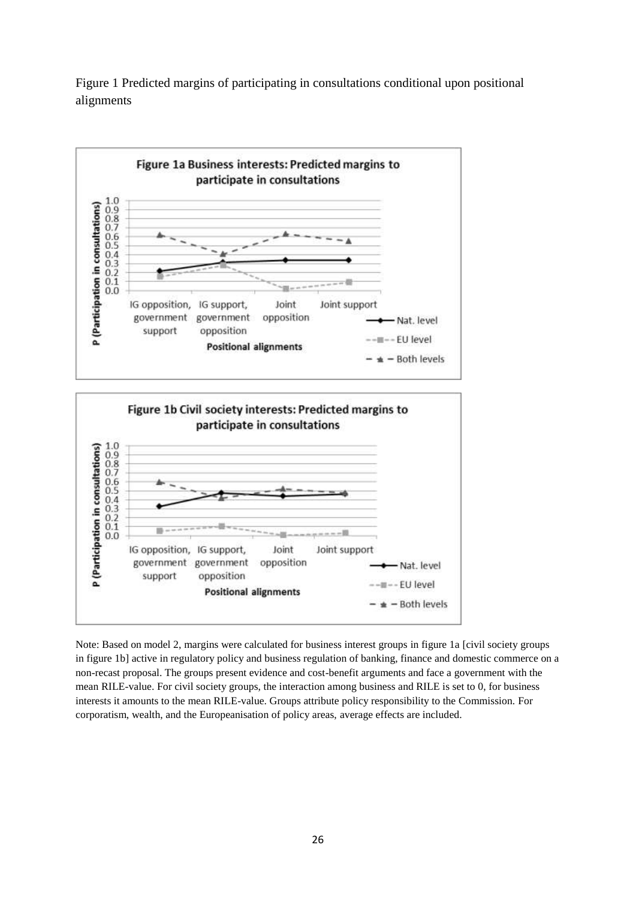Figure 1 Predicted margins of participating in consultations conditional upon positional alignments

Note: Based on model 2, margins were calculated for business interest groups in figure 1a [civil society groups in figure 1b] active in regulatory policy and business regulation of banking, finance and domestic commerce on a non-recast proposal. The groups present evidence and cost-benefit arguments and face a government with the mean RILE-value. For civil society groups, the interaction among business and RILE is set to 0, for business interests it amounts to the mean RILE-value. Groups attribute policy responsibility to the Commission. For corporatism, wealth, and the Europeanisation of policy areas, average effects are included.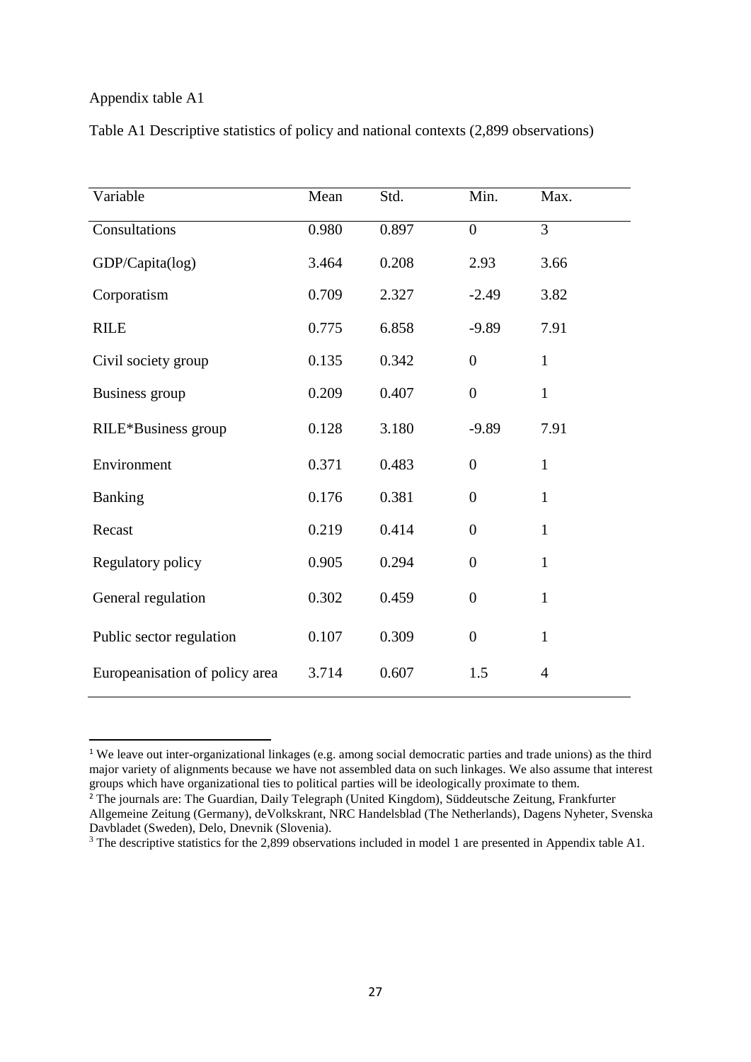Appendix table A1

Table A1 Descriptive statistics of policy and national contexts (2,899 observations)

| Variable | Mean | Std. | Min. | Max. |
|---|---|---|---|---|
| Consultations | 0.980 | 0.897 | 0 | 3 |
| GDP/Capita(log) | 3.464 | 0.208 | 2.93 | 3.66 |
| Corporatism | 0.709 | 2.327 | -2.49 | 3.82 |
| RILE | 0.775 | 6.858 | -9.89 | 7.91 |
| Civil society group | 0.135 | 0.342 | 0 | 1 |
| Business group | 0.209 | 0.407 | 0 | 1 |
| RILE*Business group | 0.128 | 3.180 | -9.89 | 7.91 |
| Environment | 0.371 | 0.483 | 0 | 1 |
| Banking | 0.176 | 0.381 | 0 | 1 |
| Recast | 0.219 | 0.414 | 0 | 1 |
| Regulatory policy | 0.905 | 0.294 | 0 | 1 |
| General regulation | 0.302 | 0.459 | 0 | 1 |
| Public sector regulation | 0.107 | 0.309 | 0 | 1 |
| Europeanisation of policy area | 3.714 | 0.607 | 1.5 | 4 |

[1] We leave out inter-organizational linkages (e.g. among social democratic parties and trade unions) as the third major variety of alignments because we have not assembled data on such linkages. We also assume that interest groups which have organizational ties to political parties will be ideologically proximate to them.

[2] The journals are: The Guardian, Daily Telegraph (United Kingdom), Süddeutsche Zeitung, Frankfurter Allgemeine Zeitung (Germany), deVolkskrant, NRC Handelsblad (The Netherlands), Dagens Nyheter, Svenska Davbladet (Sweden), Delo, Dnevnik (Slovenia).

[3] The descriptive statistics for the 2,899 observations included in model 1 are presented in Appendix table A1.